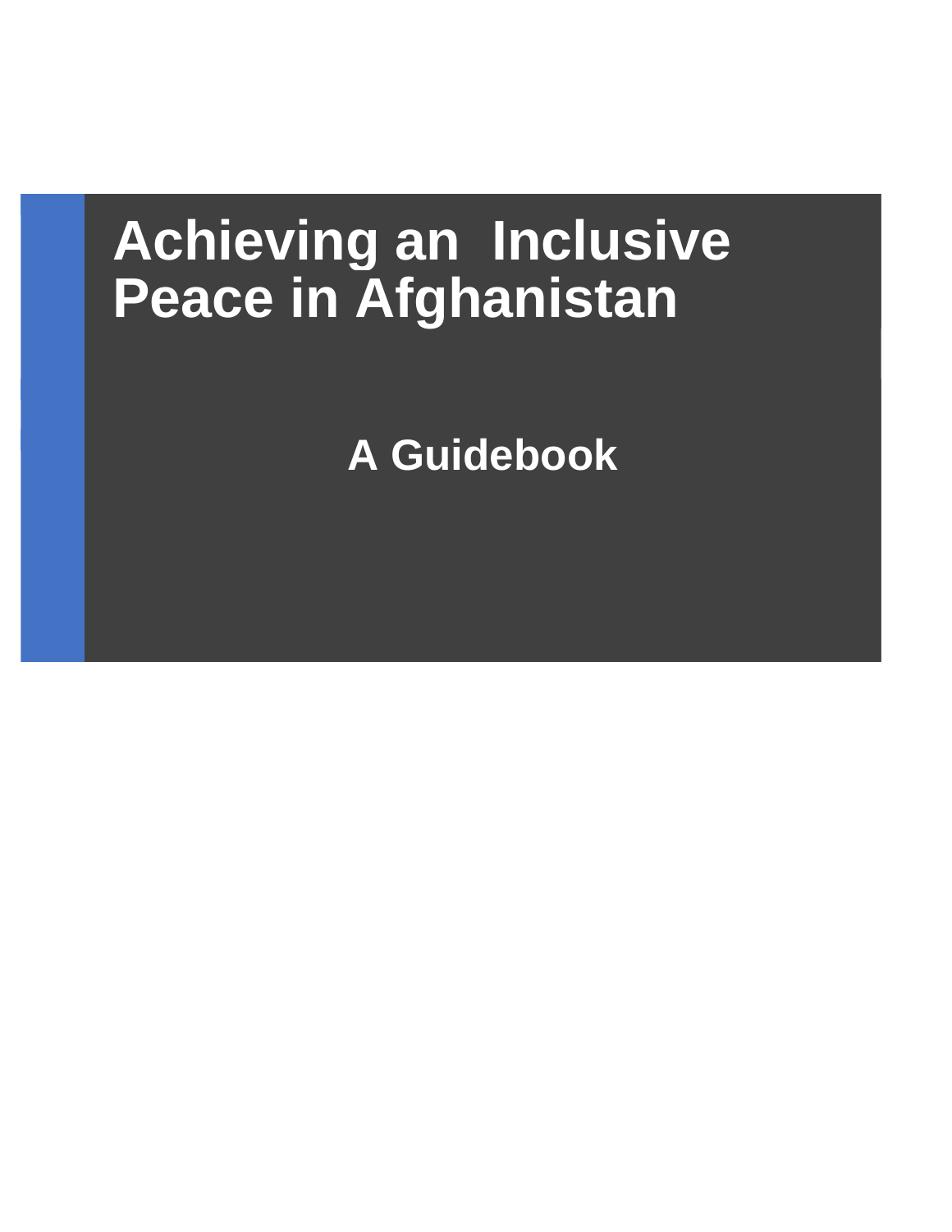# Achieving an Inclusive Peace in Afghanistan

## A Guidebook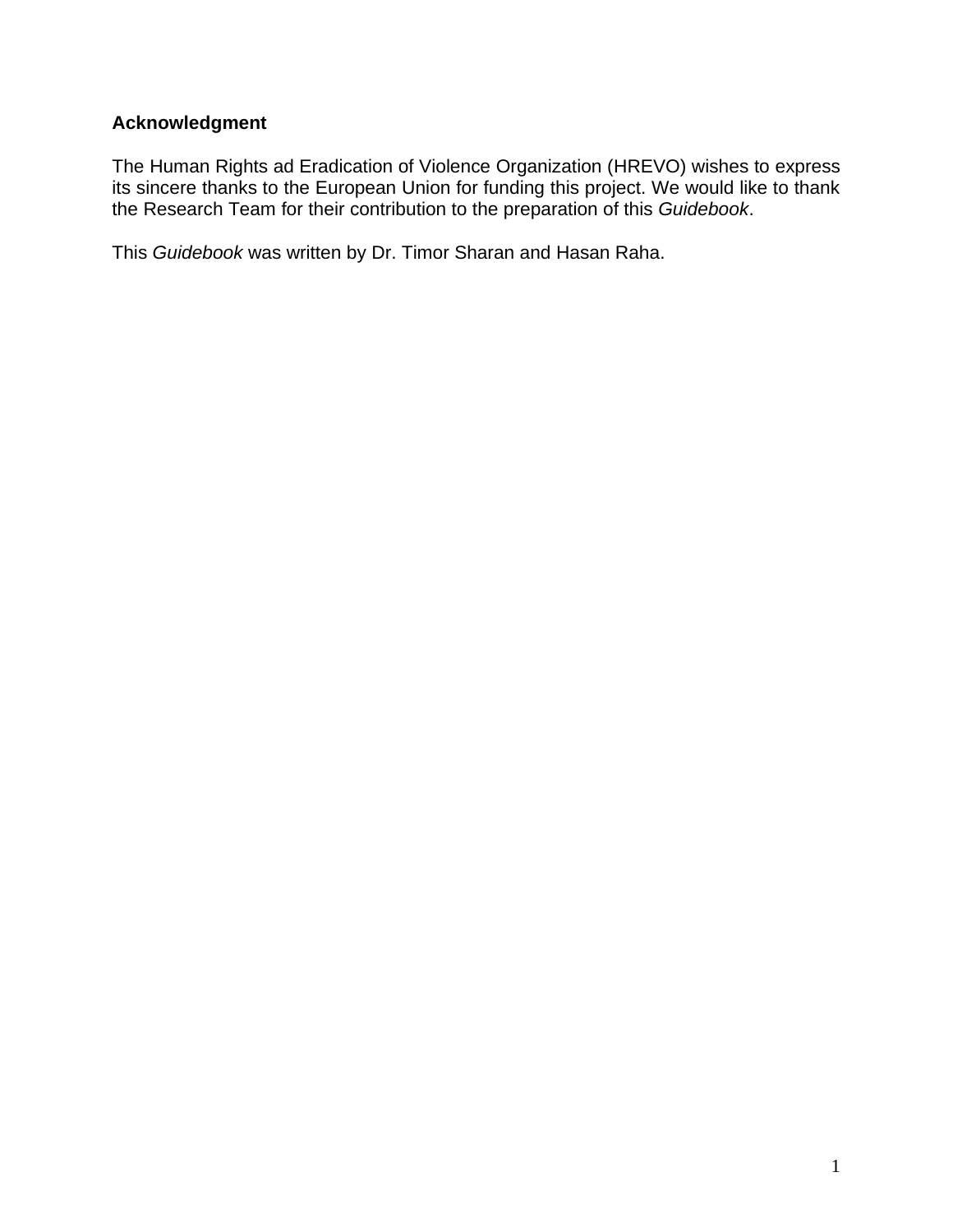**Acknowledgment**

The Human Rights ad Eradication of Violence Organization (HREVO) wishes to express its sincere thanks to the European Union for funding this project. We would like to thank the Research Team for their contribution to the preparation of this *Guidebook*.

This *Guidebook* was written by Dr. Timor Sharan and Hasan Raha.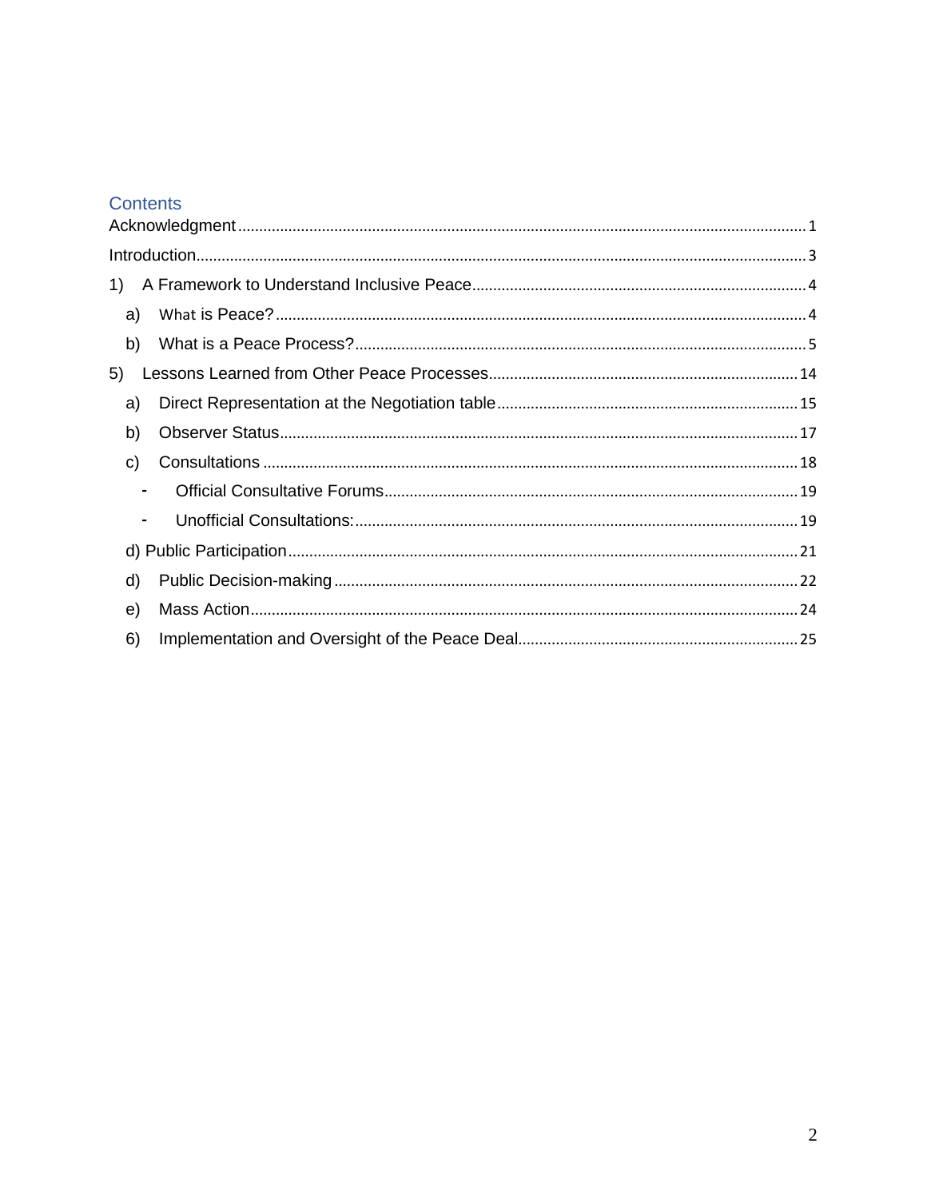# Contents

Acknowledgment ........................................................................................................ 1

Introduction ............................................................................................................. 3

1) A Framework to Understand Inclusive Peace ........................................................... 4

- a) What is Peace? .................................................................................................... 4
- b) What is a Peace Process? .................................................................................... 5

5) Lessons Learned from Other Peace Processes ........................................................ 14

- a) Direct Representation at the Negotiation table ..................................................... 15
- b) Observer Status ................................................................................................... 17
- c) Consultations ...................................................................................................... 18
  - Official Consultative Forums ............................................................................... 19
  - Unofficial Consultations: ..................................................................................... 19
- d) Public Participation ............................................................................................. 21
- d) Public Decision-making ....................................................................................... 22
- e) Mass Action ........................................................................................................ 24
- 6) Implementation and Oversight of the Peace Deal ................................................. 25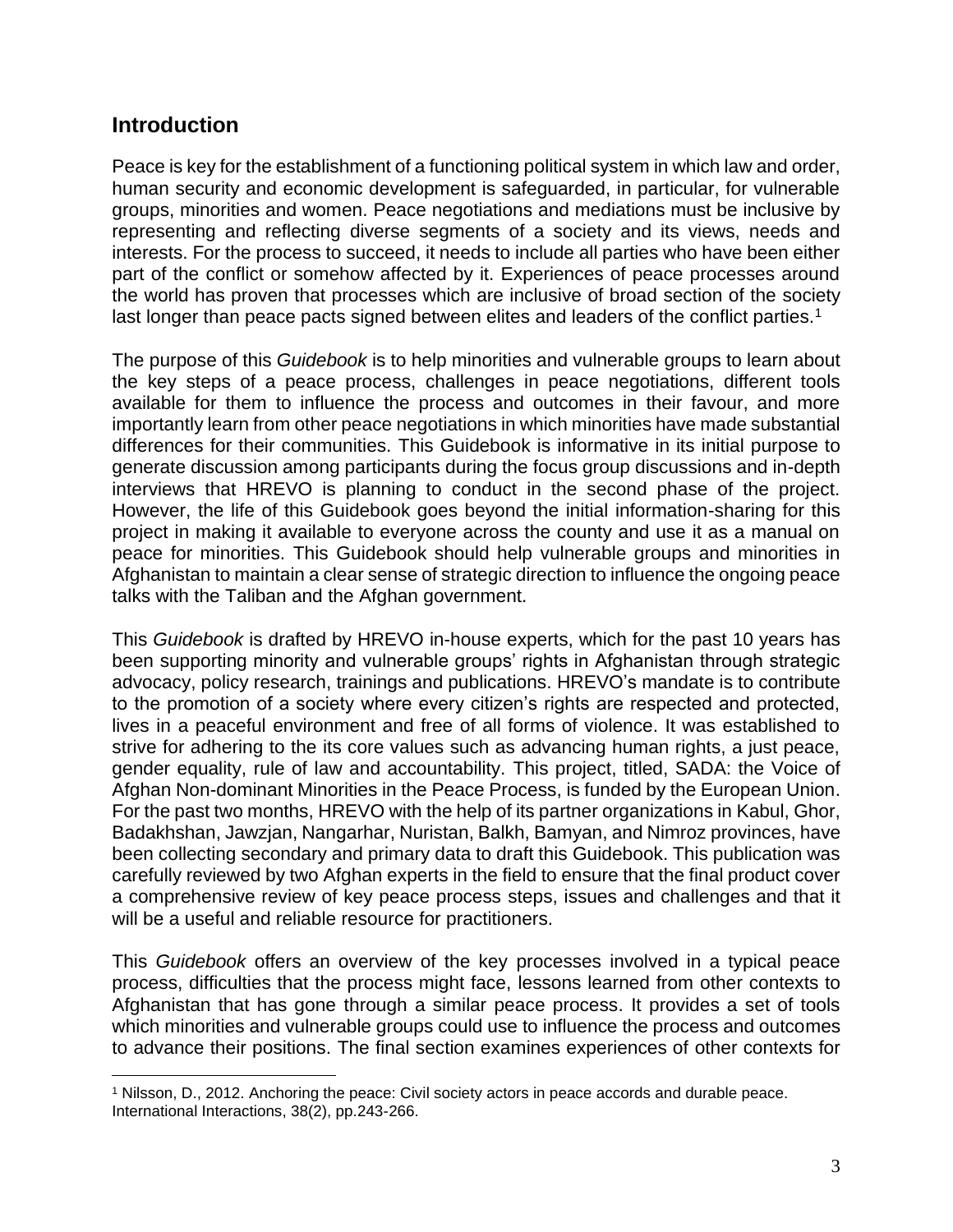## Introduction

Peace is key for the establishment of a functioning political system in which law and order, human security and economic development is safeguarded, in particular, for vulnerable groups, minorities and women. Peace negotiations and mediations must be inclusive by representing and reflecting diverse segments of a society and its views, needs and interests. For the process to succeed, it needs to include all parties who have been either part of the conflict or somehow affected by it. Experiences of peace processes around the world has proven that processes which are inclusive of broad section of the society last longer than peace pacts signed between elites and leaders of the conflict parties.[1]

The purpose of this *Guidebook* is to help minorities and vulnerable groups to learn about the key steps of a peace process, challenges in peace negotiations, different tools available for them to influence the process and outcomes in their favour, and more importantly learn from other peace negotiations in which minorities have made substantial differences for their communities. This Guidebook is informative in its initial purpose to generate discussion among participants during the focus group discussions and in-depth interviews that HREVO is planning to conduct in the second phase of the project. However, the life of this Guidebook goes beyond the initial information-sharing for this project in making it available to everyone across the county and use it as a manual on peace for minorities. This Guidebook should help vulnerable groups and minorities in Afghanistan to maintain a clear sense of strategic direction to influence the ongoing peace talks with the Taliban and the Afghan government.

This *Guidebook* is drafted by HREVO in-house experts, which for the past 10 years has been supporting minority and vulnerable groups' rights in Afghanistan through strategic advocacy, policy research, trainings and publications. HREVO's mandate is to contribute to the promotion of a society where every citizen's rights are respected and protected, lives in a peaceful environment and free of all forms of violence. It was established to strive for adhering to the its core values such as advancing human rights, a just peace, gender equality, rule of law and accountability. This project, titled, SADA: the Voice of Afghan Non-dominant Minorities in the Peace Process, is funded by the European Union. For the past two months, HREVO with the help of its partner organizations in Kabul, Ghor, Badakhshan, Jawzjan, Nangarhar, Nuristan, Balkh, Bamyan, and Nimroz provinces, have been collecting secondary and primary data to draft this Guidebook. This publication was carefully reviewed by two Afghan experts in the field to ensure that the final product cover a comprehensive review of key peace process steps, issues and challenges and that it will be a useful and reliable resource for practitioners.

This *Guidebook* offers an overview of the key processes involved in a typical peace process, difficulties that the process might face, lessons learned from other contexts to Afghanistan that has gone through a similar peace process. It provides a set of tools which minorities and vulnerable groups could use to influence the process and outcomes to advance their positions. The final section examines experiences of other contexts for

[1] Nilsson, D., 2012. Anchoring the peace: Civil society actors in peace accords and durable peace. International Interactions, 38(2), pp.243-266.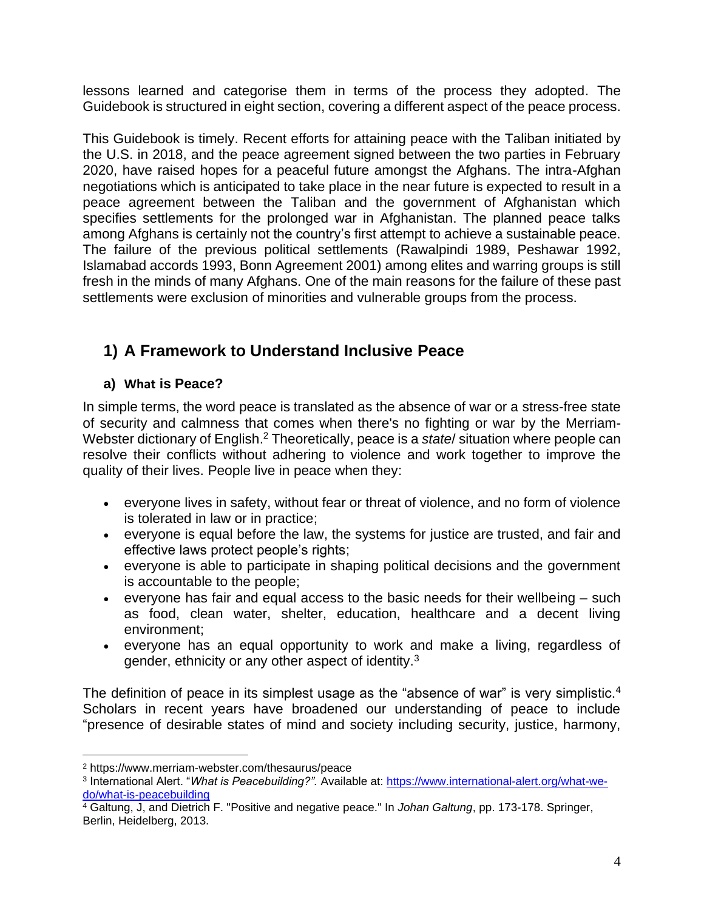lessons learned and categorise them in terms of the process they adopted. The Guidebook is structured in eight section, covering a different aspect of the peace process.

This Guidebook is timely. Recent efforts for attaining peace with the Taliban initiated by the U.S. in 2018, and the peace agreement signed between the two parties in February 2020, have raised hopes for a peaceful future amongst the Afghans. The intra-Afghan negotiations which is anticipated to take place in the near future is expected to result in a peace agreement between the Taliban and the government of Afghanistan which specifies settlements for the prolonged war in Afghanistan. The planned peace talks among Afghans is certainly not the country's first attempt to achieve a sustainable peace. The failure of the previous political settlements (Rawalpindi 1989, Peshawar 1992, Islamabad accords 1993, Bonn Agreement 2001) among elites and warring groups is still fresh in the minds of many Afghans. One of the main reasons for the failure of these past settlements were exclusion of minorities and vulnerable groups from the process.

## 1) A Framework to Understand Inclusive Peace

### a) What is Peace?

In simple terms, the word peace is translated as the absence of war or a stress-free state of security and calmness that comes when there's no fighting or war by the Merriam-Webster dictionary of English.[2] Theoretically, peace is a *state*/ situation where people can resolve their conflicts without adhering to violence and work together to improve the quality of their lives. People live in peace when they:

- everyone lives in safety, without fear or threat of violence, and no form of violence is tolerated in law or in practice;
- everyone is equal before the law, the systems for justice are trusted, and fair and effective laws protect people's rights;
- everyone is able to participate in shaping political decisions and the government is accountable to the people;
- everyone has fair and equal access to the basic needs for their wellbeing – such as food, clean water, shelter, education, healthcare and a decent living environment;
- everyone has an equal opportunity to work and make a living, regardless of gender, ethnicity or any other aspect of identity.[3]

The definition of peace in its simplest usage as the "absence of war" is very simplistic.[4] Scholars in recent years have broadened our understanding of peace to include "presence of desirable states of mind and society including security, justice, harmony,

---

[2] https://www.merriam-webster.com/thesaurus/peace

[3] International Alert. "*What is Peacebuilding?".* Available at: https://www.international-alert.org/what-we-do/what-is-peacebuilding

[4] Galtung, J, and Dietrich F. "Positive and negative peace." In *Johan Galtung*, pp. 173-178. Springer, Berlin, Heidelberg, 2013.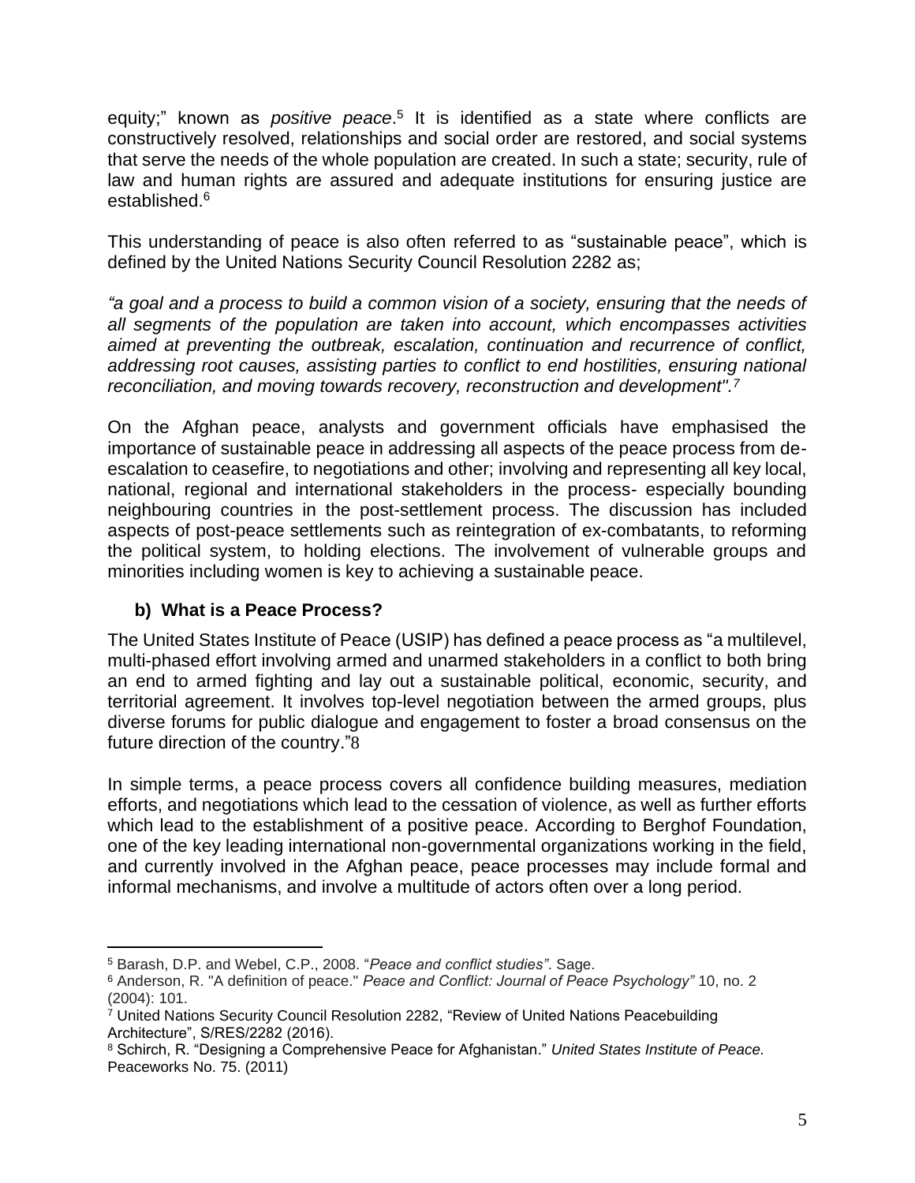equity;" known as *positive peace*.[5] It is identified as a state where conflicts are constructively resolved, relationships and social order are restored, and social systems that serve the needs of the whole population are created. In such a state; security, rule of law and human rights are assured and adequate institutions for ensuring justice are established.[6]

This understanding of peace is also often referred to as "sustainable peace", which is defined by the United Nations Security Council Resolution 2282 as;

*"a goal and a process to build a common vision of a society, ensuring that the needs of all segments of the population are taken into account, which encompasses activities aimed at preventing the outbreak, escalation, continuation and recurrence of conflict, addressing root causes, assisting parties to conflict to end hostilities, ensuring national reconciliation, and moving towards recovery, reconstruction and development".*[7]

On the Afghan peace, analysts and government officials have emphasised the importance of sustainable peace in addressing all aspects of the peace process from de-escalation to ceasefire, to negotiations and other; involving and representing all key local, national, regional and international stakeholders in the process- especially bounding neighbouring countries in the post-settlement process. The discussion has included aspects of post-peace settlements such as reintegration of ex-combatants, to reforming the political system, to holding elections. The involvement of vulnerable groups and minorities including women is key to achieving a sustainable peace.

### b) What is a Peace Process?

The United States Institute of Peace (USIP) has defined a peace process as "a multilevel, multi-phased effort involving armed and unarmed stakeholders in a conflict to both bring an end to armed fighting and lay out a sustainable political, economic, security, and territorial agreement. It involves top-level negotiation between the armed groups, plus diverse forums for public dialogue and engagement to foster a broad consensus on the future direction of the country."[8]

In simple terms, a peace process covers all confidence building measures, mediation efforts, and negotiations which lead to the cessation of violence, as well as further efforts which lead to the establishment of a positive peace. According to Berghof Foundation, one of the key leading international non-governmental organizations working in the field, and currently involved in the Afghan peace, peace processes may include formal and informal mechanisms, and involve a multitude of actors often over a long period.

---

[5] Barash, D.P. and Webel, C.P., 2008. "*Peace and conflict studies"*. Sage.

[6] Anderson, R. "A definition of peace." *Peace and Conflict: Journal of Peace Psychology"* 10, no. 2 (2004): 101.

[7] United Nations Security Council Resolution 2282, "Review of United Nations Peacebuilding Architecture", S/RES/2282 (2016).

[8] Schirch, R. "Designing a Comprehensive Peace for Afghanistan." *United States Institute of Peace.* Peaceworks No. 75. (2011)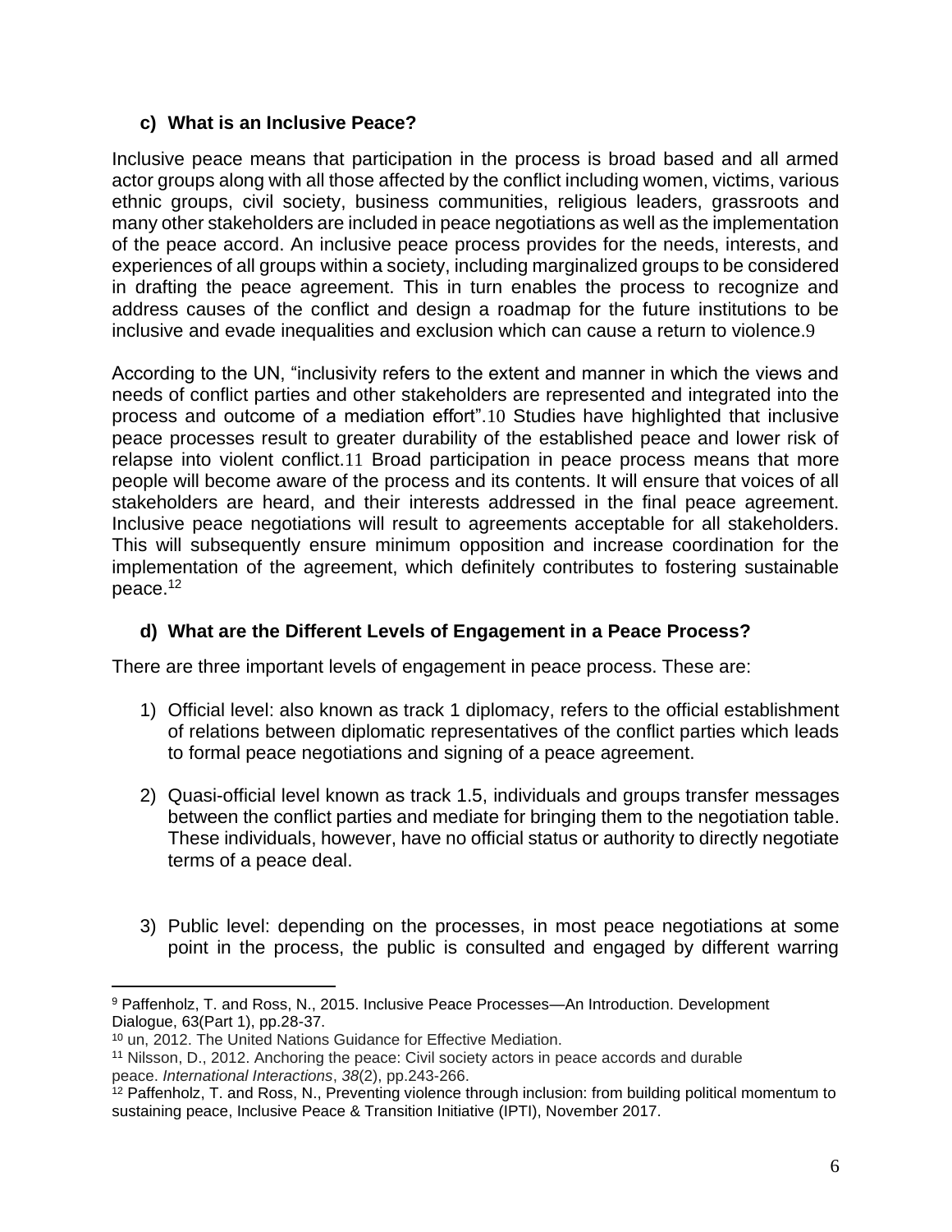### c) What is an Inclusive Peace?

Inclusive peace means that participation in the process is broad based and all armed actor groups along with all those affected by the conflict including women, victims, various ethnic groups, civil society, business communities, religious leaders, grassroots and many other stakeholders are included in peace negotiations as well as the implementation of the peace accord. An inclusive peace process provides for the needs, interests, and experiences of all groups within a society, including marginalized groups to be considered in drafting the peace agreement. This in turn enables the process to recognize and address causes of the conflict and design a roadmap for the future institutions to be inclusive and evade inequalities and exclusion which can cause a return to violence.[9]

According to the UN, "inclusivity refers to the extent and manner in which the views and needs of conflict parties and other stakeholders are represented and integrated into the process and outcome of a mediation effort".[10] Studies have highlighted that inclusive peace processes result to greater durability of the established peace and lower risk of relapse into violent conflict.[11] Broad participation in peace process means that more people will become aware of the process and its contents. It will ensure that voices of all stakeholders are heard, and their interests addressed in the final peace agreement. Inclusive peace negotiations will result to agreements acceptable for all stakeholders. This will subsequently ensure minimum opposition and increase coordination for the implementation of the agreement, which definitely contributes to fostering sustainable peace.[12]

### d) What are the Different Levels of Engagement in a Peace Process?

There are three important levels of engagement in peace process. These are:

1) Official level: also known as track 1 diplomacy, refers to the official establishment of relations between diplomatic representatives of the conflict parties which leads to formal peace negotiations and signing of a peace agreement.

2) Quasi-official level known as track 1.5, individuals and groups transfer messages between the conflict parties and mediate for bringing them to the negotiation table. These individuals, however, have no official status or authority to directly negotiate terms of a peace deal.

3) Public level: depending on the processes, in most peace negotiations at some point in the process, the public is consulted and engaged by different warring

---

[9] Paffenholz, T. and Ross, N., 2015. Inclusive Peace Processes—An Introduction. Development Dialogue, 63(Part 1), pp.28-37.

[10] un, 2012. The United Nations Guidance for Effective Mediation.

[11] Nilsson, D., 2012. Anchoring the peace: Civil society actors in peace accords and durable peace. *International Interactions*, *38*(2), pp.243-266.

[12] Paffenholz, T. and Ross, N., Preventing violence through inclusion: from building political momentum to sustaining peace, Inclusive Peace & Transition Initiative (IPTI), November 2017.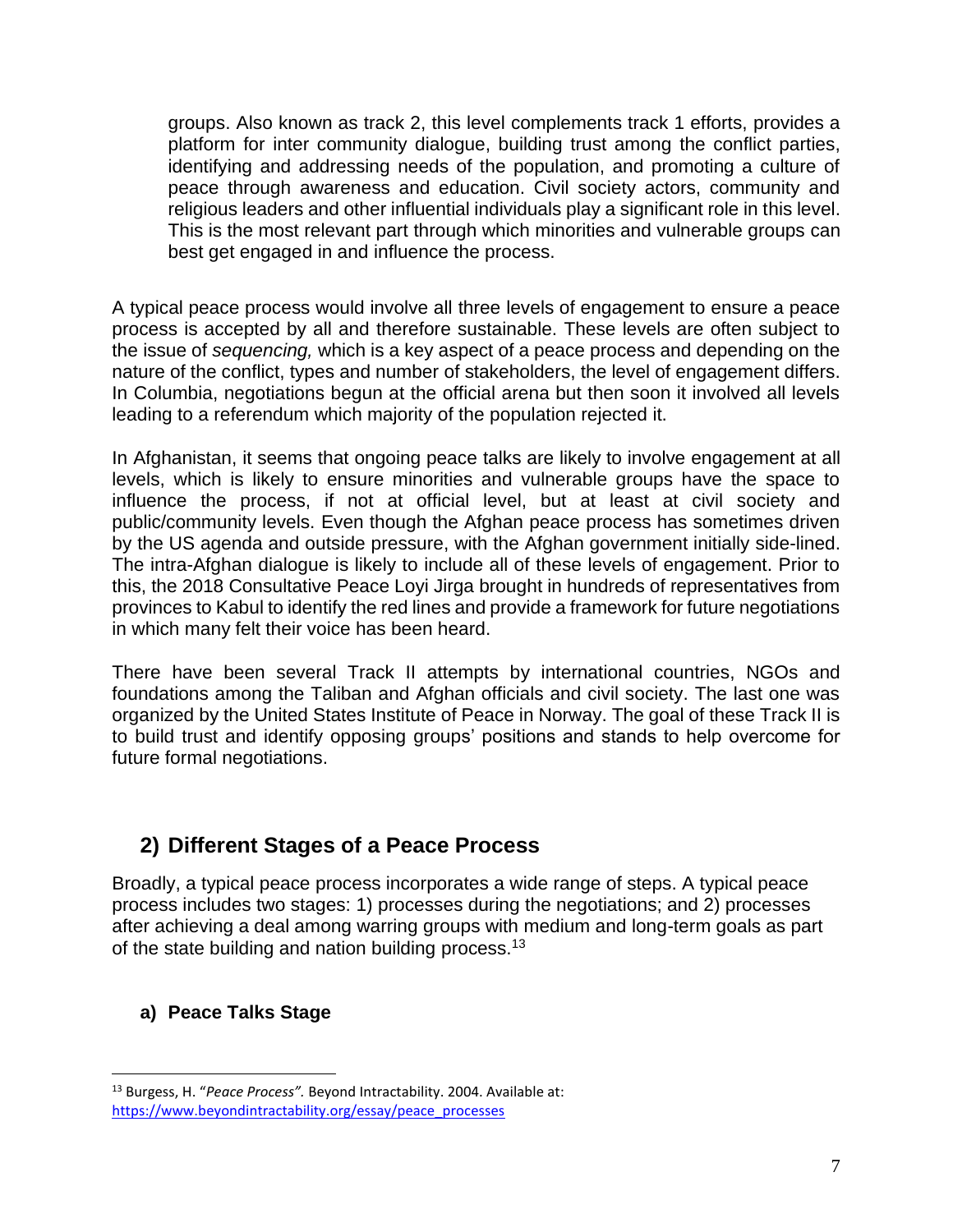groups. Also known as track 2, this level complements track 1 efforts, provides a platform for inter community dialogue, building trust among the conflict parties, identifying and addressing needs of the population, and promoting a culture of peace through awareness and education. Civil society actors, community and religious leaders and other influential individuals play a significant role in this level. This is the most relevant part through which minorities and vulnerable groups can best get engaged in and influence the process.

A typical peace process would involve all three levels of engagement to ensure a peace process is accepted by all and therefore sustainable. These levels are often subject to the issue of *sequencing,* which is a key aspect of a peace process and depending on the nature of the conflict, types and number of stakeholders, the level of engagement differs. In Columbia, negotiations begun at the official arena but then soon it involved all levels leading to a referendum which majority of the population rejected it.

In Afghanistan, it seems that ongoing peace talks are likely to involve engagement at all levels, which is likely to ensure minorities and vulnerable groups have the space to influence the process, if not at official level, but at least at civil society and public/community levels. Even though the Afghan peace process has sometimes driven by the US agenda and outside pressure, with the Afghan government initially side-lined. The intra-Afghan dialogue is likely to include all of these levels of engagement. Prior to this, the 2018 Consultative Peace Loyi Jirga brought in hundreds of representatives from provinces to Kabul to identify the red lines and provide a framework for future negotiations in which many felt their voice has been heard.

There have been several Track II attempts by international countries, NGOs and foundations among the Taliban and Afghan officials and civil society. The last one was organized by the United States Institute of Peace in Norway. The goal of these Track II is to build trust and identify opposing groups' positions and stands to help overcome for future formal negotiations.

## 2) Different Stages of a Peace Process

Broadly, a typical peace process incorporates a wide range of steps. A typical peace process includes two stages: 1) processes during the negotiations; and 2) processes after achieving a deal among warring groups with medium and long-term goals as part of the state building and nation building process.[13]

### a) Peace Talks Stage

[13] Burgess, H. "*Peace Process".* Beyond Intractability. 2004. Available at: https://www.beyondintractability.org/essay/peace_processes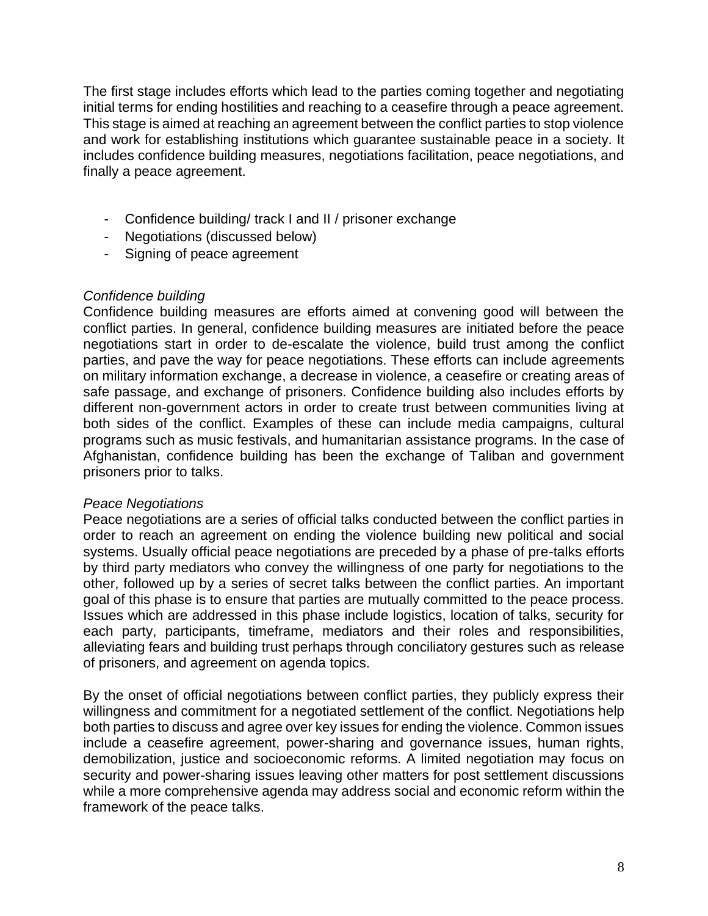The first stage includes efforts which lead to the parties coming together and negotiating initial terms for ending hostilities and reaching to a ceasefire through a peace agreement. This stage is aimed at reaching an agreement between the conflict parties to stop violence and work for establishing institutions which guarantee sustainable peace in a society. It includes confidence building measures, negotiations facilitation, peace negotiations, and finally a peace agreement.

- Confidence building/ track I and II / prisoner exchange
- Negotiations (discussed below)
- Signing of peace agreement

*Confidence building*

Confidence building measures are efforts aimed at convening good will between the conflict parties. In general, confidence building measures are initiated before the peace negotiations start in order to de-escalate the violence, build trust among the conflict parties, and pave the way for peace negotiations. These efforts can include agreements on military information exchange, a decrease in violence, a ceasefire or creating areas of safe passage, and exchange of prisoners. Confidence building also includes efforts by different non-government actors in order to create trust between communities living at both sides of the conflict. Examples of these can include media campaigns, cultural programs such as music festivals, and humanitarian assistance programs. In the case of Afghanistan, confidence building has been the exchange of Taliban and government prisoners prior to talks.

*Peace Negotiations*

Peace negotiations are a series of official talks conducted between the conflict parties in order to reach an agreement on ending the violence building new political and social systems. Usually official peace negotiations are preceded by a phase of pre-talks efforts by third party mediators who convey the willingness of one party for negotiations to the other, followed up by a series of secret talks between the conflict parties. An important goal of this phase is to ensure that parties are mutually committed to the peace process. Issues which are addressed in this phase include logistics, location of talks, security for each party, participants, timeframe, mediators and their roles and responsibilities, alleviating fears and building trust perhaps through conciliatory gestures such as release of prisoners, and agreement on agenda topics.

By the onset of official negotiations between conflict parties, they publicly express their willingness and commitment for a negotiated settlement of the conflict. Negotiations help both parties to discuss and agree over key issues for ending the violence. Common issues include a ceasefire agreement, power-sharing and governance issues, human rights, demobilization, justice and socioeconomic reforms. A limited negotiation may focus on security and power-sharing issues leaving other matters for post settlement discussions while a more comprehensive agenda may address social and economic reform within the framework of the peace talks.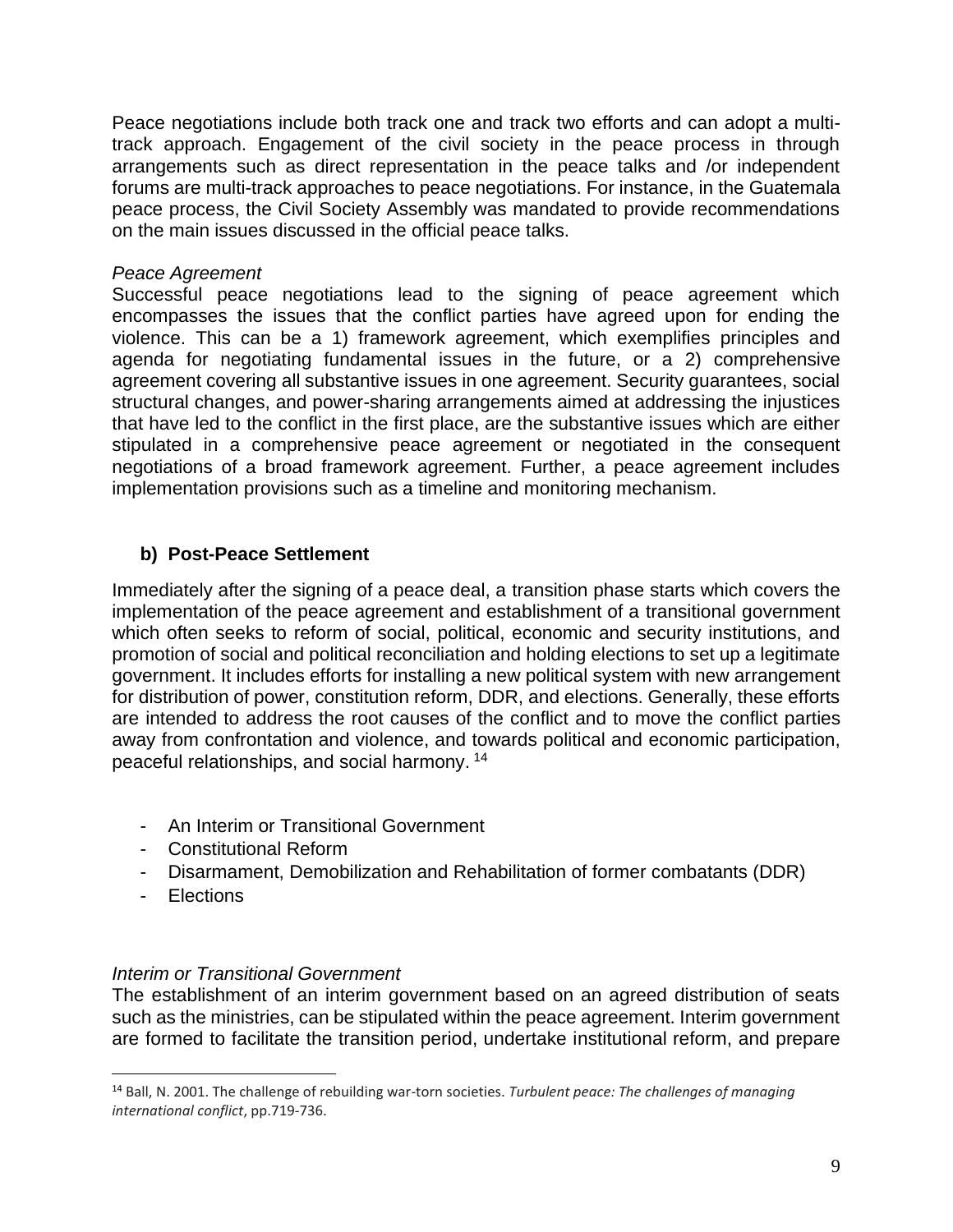Peace negotiations include both track one and track two efforts and can adopt a multi-track approach. Engagement of the civil society in the peace process in through arrangements such as direct representation in the peace talks and /or independent forums are multi-track approaches to peace negotiations. For instance, in the Guatemala peace process, the Civil Society Assembly was mandated to provide recommendations on the main issues discussed in the official peace talks.

*Peace Agreement*

Successful peace negotiations lead to the signing of peace agreement which encompasses the issues that the conflict parties have agreed upon for ending the violence. This can be a 1) framework agreement, which exemplifies principles and agenda for negotiating fundamental issues in the future, or a 2) comprehensive agreement covering all substantive issues in one agreement. Security guarantees, social structural changes, and power-sharing arrangements aimed at addressing the injustices that have led to the conflict in the first place, are the substantive issues which are either stipulated in a comprehensive peace agreement or negotiated in the consequent negotiations of a broad framework agreement. Further, a peace agreement includes implementation provisions such as a timeline and monitoring mechanism.

### b) Post-Peace Settlement

Immediately after the signing of a peace deal, a transition phase starts which covers the implementation of the peace agreement and establishment of a transitional government which often seeks to reform of social, political, economic and security institutions, and promotion of social and political reconciliation and holding elections to set up a legitimate government. It includes efforts for installing a new political system with new arrangement for distribution of power, constitution reform, DDR, and elections. Generally, these efforts are intended to address the root causes of the conflict and to move the conflict parties away from confrontation and violence, and towards political and economic participation, peaceful relationships, and social harmony. [14]

- An Interim or Transitional Government
- Constitutional Reform
- Disarmament, Demobilization and Rehabilitation of former combatants (DDR)
- Elections

*Interim or Transitional Government*

The establishment of an interim government based on an agreed distribution of seats such as the ministries, can be stipulated within the peace agreement. Interim government are formed to facilitate the transition period, undertake institutional reform, and prepare

[14] Ball, N. 2001. The challenge of rebuilding war-torn societies. *Turbulent peace: The challenges of managing international conflict*, pp.719-736.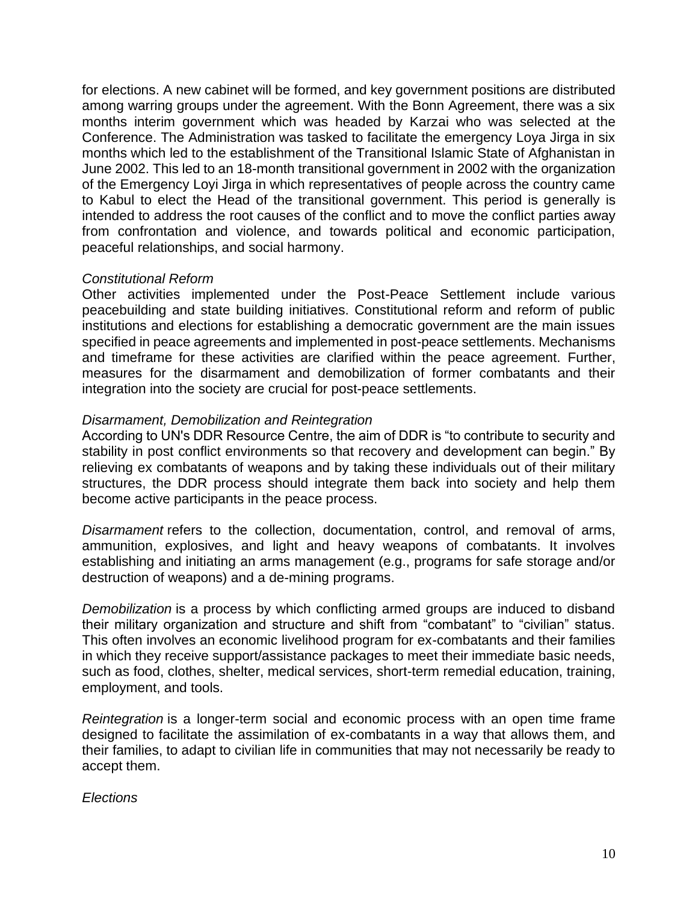for elections. A new cabinet will be formed, and key government positions are distributed among warring groups under the agreement. With the Bonn Agreement, there was a six months interim government which was headed by Karzai who was selected at the Conference. The Administration was tasked to facilitate the emergency Loya Jirga in six months which led to the establishment of the Transitional Islamic State of Afghanistan in June 2002. This led to an 18-month transitional government in 2002 with the organization of the Emergency Loyi Jirga in which representatives of people across the country came to Kabul to elect the Head of the transitional government. This period is generally is intended to address the root causes of the conflict and to move the conflict parties away from confrontation and violence, and towards political and economic participation, peaceful relationships, and social harmony.

*Constitutional Reform*

Other activities implemented under the Post-Peace Settlement include various peacebuilding and state building initiatives. Constitutional reform and reform of public institutions and elections for establishing a democratic government are the main issues specified in peace agreements and implemented in post-peace settlements. Mechanisms and timeframe for these activities are clarified within the peace agreement. Further, measures for the disarmament and demobilization of former combatants and their integration into the society are crucial for post-peace settlements.

*Disarmament, Demobilization and Reintegration*

According to UN's DDR Resource Centre, the aim of DDR is “to contribute to security and stability in post conflict environments so that recovery and development can begin.” By relieving ex combatants of weapons and by taking these individuals out of their military structures, the DDR process should integrate them back into society and help them become active participants in the peace process.

*Disarmament* refers to the collection, documentation, control, and removal of arms, ammunition, explosives, and light and heavy weapons of combatants. It involves establishing and initiating an arms management (e.g., programs for safe storage and/or destruction of weapons) and a de-mining programs.

*Demobilization* is a process by which conflicting armed groups are induced to disband their military organization and structure and shift from “combatant” to “civilian” status. This often involves an economic livelihood program for ex-combatants and their families in which they receive support/assistance packages to meet their immediate basic needs, such as food, clothes, shelter, medical services, short-term remedial education, training, employment, and tools.

*Reintegration* is a longer-term social and economic process with an open time frame designed to facilitate the assimilation of ex-combatants in a way that allows them, and their families, to adapt to civilian life in communities that may not necessarily be ready to accept them.

*Elections*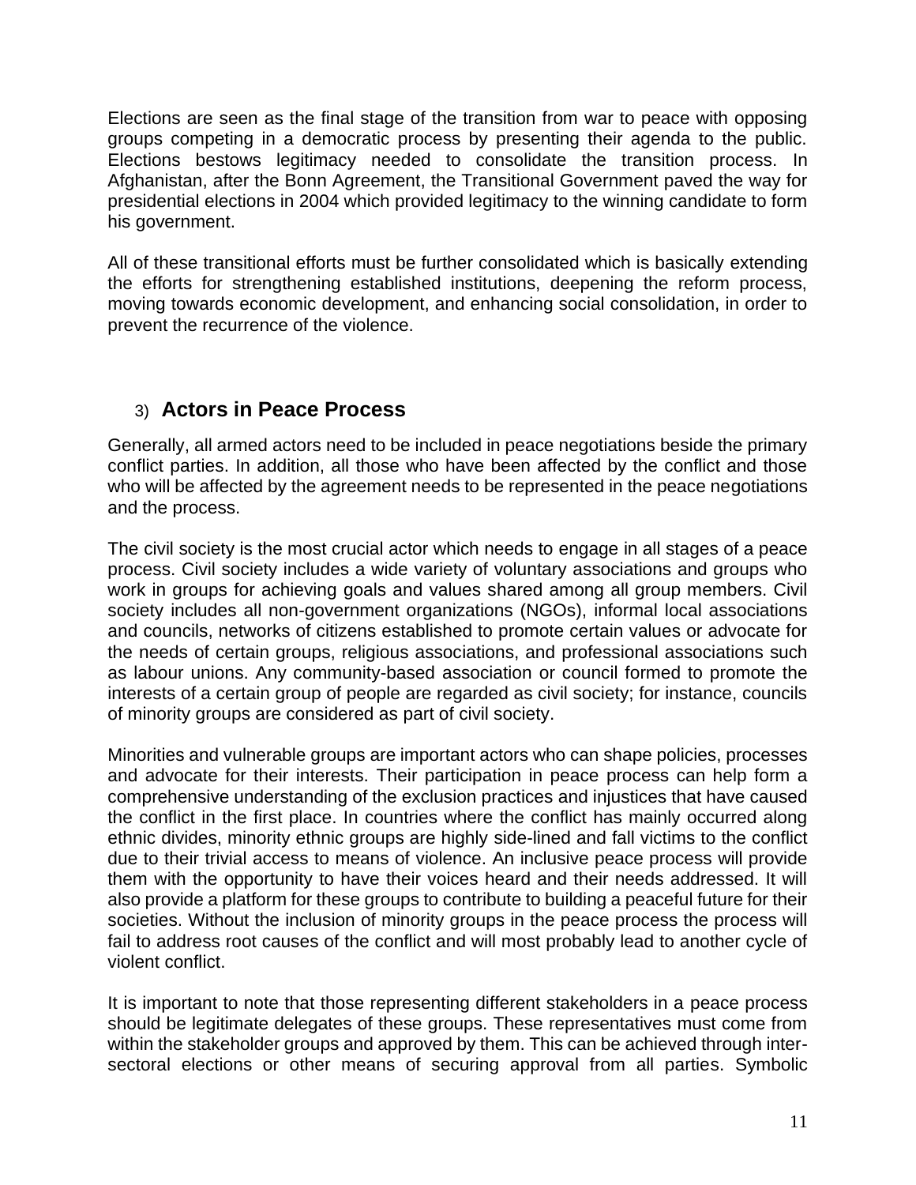Elections are seen as the final stage of the transition from war to peace with opposing groups competing in a democratic process by presenting their agenda to the public. Elections bestows legitimacy needed to consolidate the transition process. In Afghanistan, after the Bonn Agreement, the Transitional Government paved the way for presidential elections in 2004 which provided legitimacy to the winning candidate to form his government.

All of these transitional efforts must be further consolidated which is basically extending the efforts for strengthening established institutions, deepening the reform process, moving towards economic development, and enhancing social consolidation, in order to prevent the recurrence of the violence.

## 3) Actors in Peace Process

Generally, all armed actors need to be included in peace negotiations beside the primary conflict parties. In addition, all those who have been affected by the conflict and those who will be affected by the agreement needs to be represented in the peace negotiations and the process.

The civil society is the most crucial actor which needs to engage in all stages of a peace process. Civil society includes a wide variety of voluntary associations and groups who work in groups for achieving goals and values shared among all group members. Civil society includes all non-government organizations (NGOs), informal local associations and councils, networks of citizens established to promote certain values or advocate for the needs of certain groups, religious associations, and professional associations such as labour unions. Any community-based association or council formed to promote the interests of a certain group of people are regarded as civil society; for instance, councils of minority groups are considered as part of civil society.

Minorities and vulnerable groups are important actors who can shape policies, processes and advocate for their interests. Their participation in peace process can help form a comprehensive understanding of the exclusion practices and injustices that have caused the conflict in the first place. In countries where the conflict has mainly occurred along ethnic divides, minority ethnic groups are highly side-lined and fall victims to the conflict due to their trivial access to means of violence. An inclusive peace process will provide them with the opportunity to have their voices heard and their needs addressed. It will also provide a platform for these groups to contribute to building a peaceful future for their societies. Without the inclusion of minority groups in the peace process the process will fail to address root causes of the conflict and will most probably lead to another cycle of violent conflict.

It is important to note that those representing different stakeholders in a peace process should be legitimate delegates of these groups. These representatives must come from within the stakeholder groups and approved by them. This can be achieved through inter-sectoral elections or other means of securing approval from all parties. Symbolic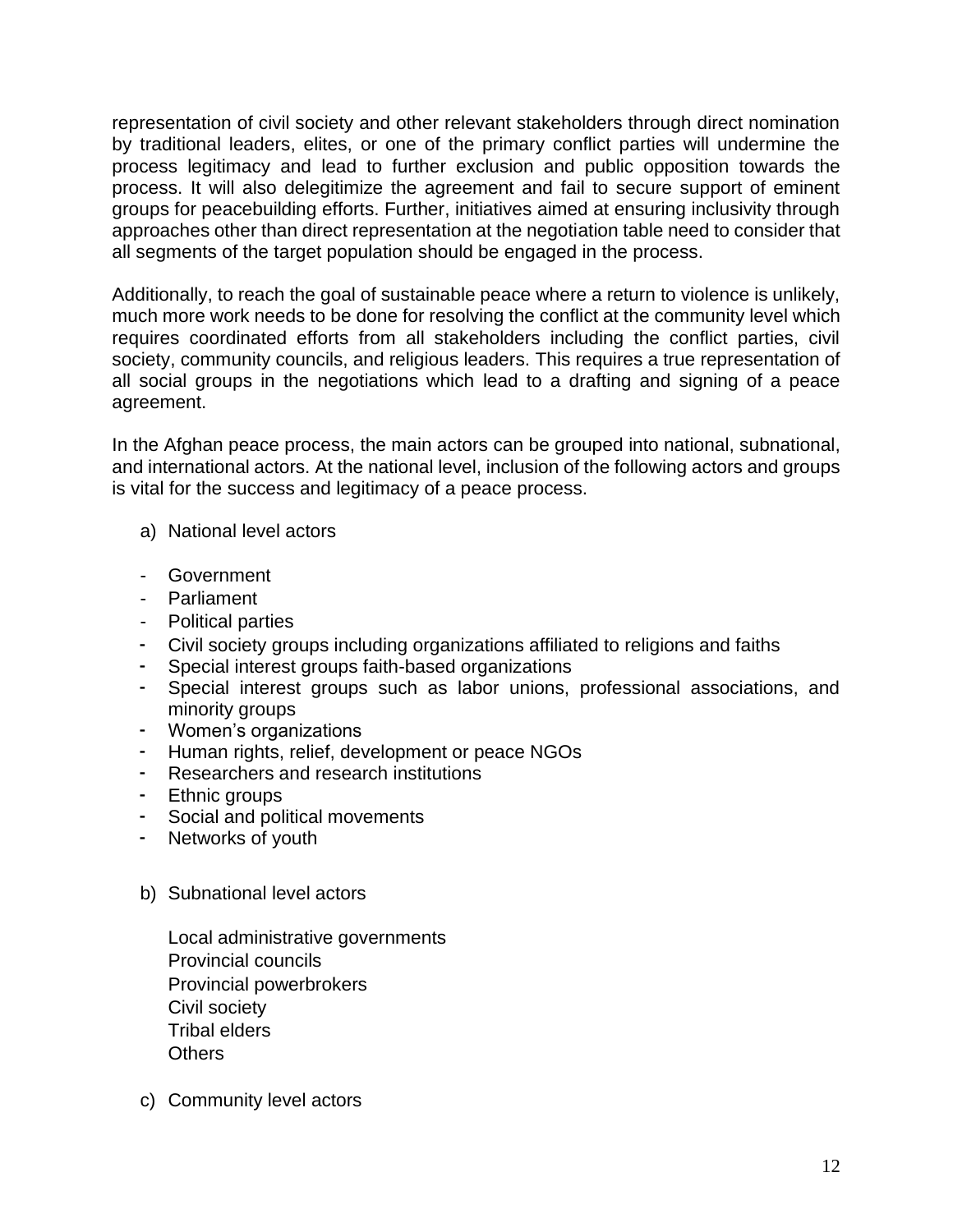representation of civil society and other relevant stakeholders through direct nomination by traditional leaders, elites, or one of the primary conflict parties will undermine the process legitimacy and lead to further exclusion and public opposition towards the process. It will also delegitimize the agreement and fail to secure support of eminent groups for peacebuilding efforts. Further, initiatives aimed at ensuring inclusivity through approaches other than direct representation at the negotiation table need to consider that all segments of the target population should be engaged in the process.

Additionally, to reach the goal of sustainable peace where a return to violence is unlikely, much more work needs to be done for resolving the conflict at the community level which requires coordinated efforts from all stakeholders including the conflict parties, civil society, community councils, and religious leaders. This requires a true representation of all social groups in the negotiations which lead to a drafting and signing of a peace agreement.

In the Afghan peace process, the main actors can be grouped into national, subnational, and international actors. At the national level, inclusion of the following actors and groups is vital for the success and legitimacy of a peace process.

a) National level actors

- Government
- Parliament
- Political parties
- Civil society groups including organizations affiliated to religions and faiths
- Special interest groups faith-based organizations
- Special interest groups such as labor unions, professional associations, and minority groups
- Women's organizations
- Human rights, relief, development or peace NGOs
- Researchers and research institutions
- Ethnic groups
- Social and political movements
- Networks of youth

b) Subnational level actors

Local administrative governments
Provincial councils
Provincial powerbrokers
Civil society
Tribal elders
Others

c) Community level actors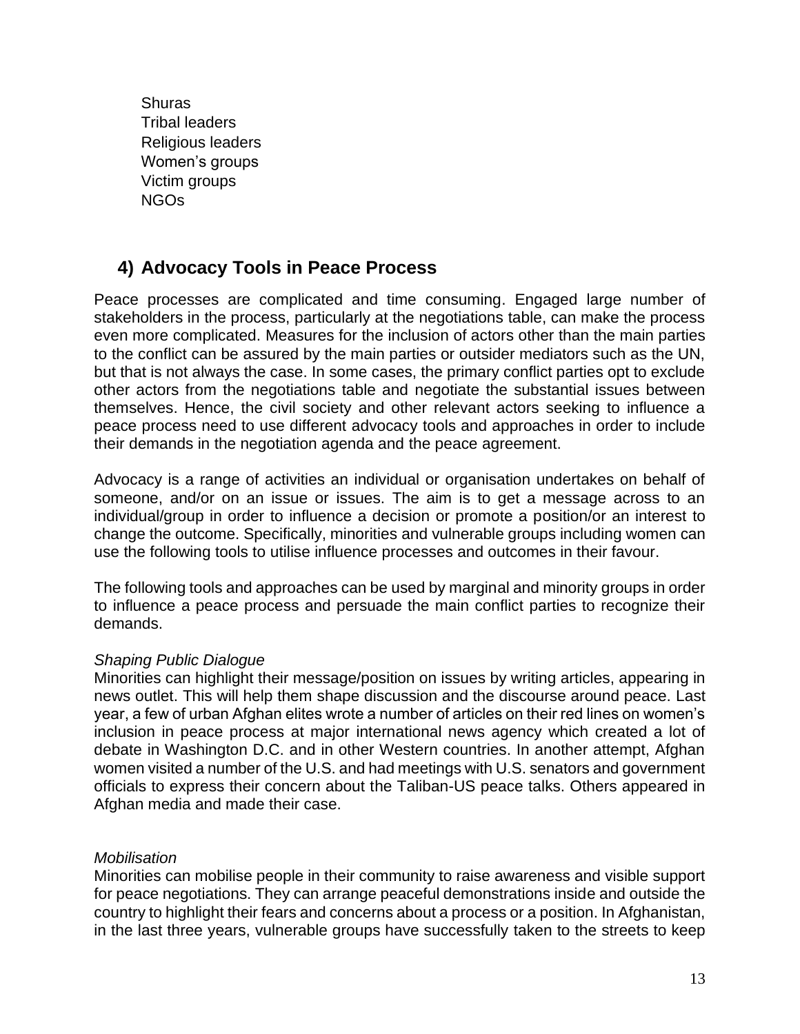Shuras
Tribal leaders
Religious leaders
Women's groups
Victim groups
NGOs

## 4) Advocacy Tools in Peace Process

Peace processes are complicated and time consuming. Engaged large number of stakeholders in the process, particularly at the negotiations table, can make the process even more complicated. Measures for the inclusion of actors other than the main parties to the conflict can be assured by the main parties or outsider mediators such as the UN, but that is not always the case. In some cases, the primary conflict parties opt to exclude other actors from the negotiations table and negotiate the substantial issues between themselves. Hence, the civil society and other relevant actors seeking to influence a peace process need to use different advocacy tools and approaches in order to include their demands in the negotiation agenda and the peace agreement.

Advocacy is a range of activities an individual or organisation undertakes on behalf of someone, and/or on an issue or issues. The aim is to get a message across to an individual/group in order to influence a decision or promote a position/or an interest to change the outcome. Specifically, minorities and vulnerable groups including women can use the following tools to utilise influence processes and outcomes in their favour.

The following tools and approaches can be used by marginal and minority groups in order to influence a peace process and persuade the main conflict parties to recognize their demands.

*Shaping Public Dialogue*
Minorities can highlight their message/position on issues by writing articles, appearing in news outlet. This will help them shape discussion and the discourse around peace. Last year, a few of urban Afghan elites wrote a number of articles on their red lines on women's inclusion in peace process at major international news agency which created a lot of debate in Washington D.C. and in other Western countries. In another attempt, Afghan women visited a number of the U.S. and had meetings with U.S. senators and government officials to express their concern about the Taliban-US peace talks. Others appeared in Afghan media and made their case.

*Mobilisation*
Minorities can mobilise people in their community to raise awareness and visible support for peace negotiations. They can arrange peaceful demonstrations inside and outside the country to highlight their fears and concerns about a process or a position. In Afghanistan, in the last three years, vulnerable groups have successfully taken to the streets to keep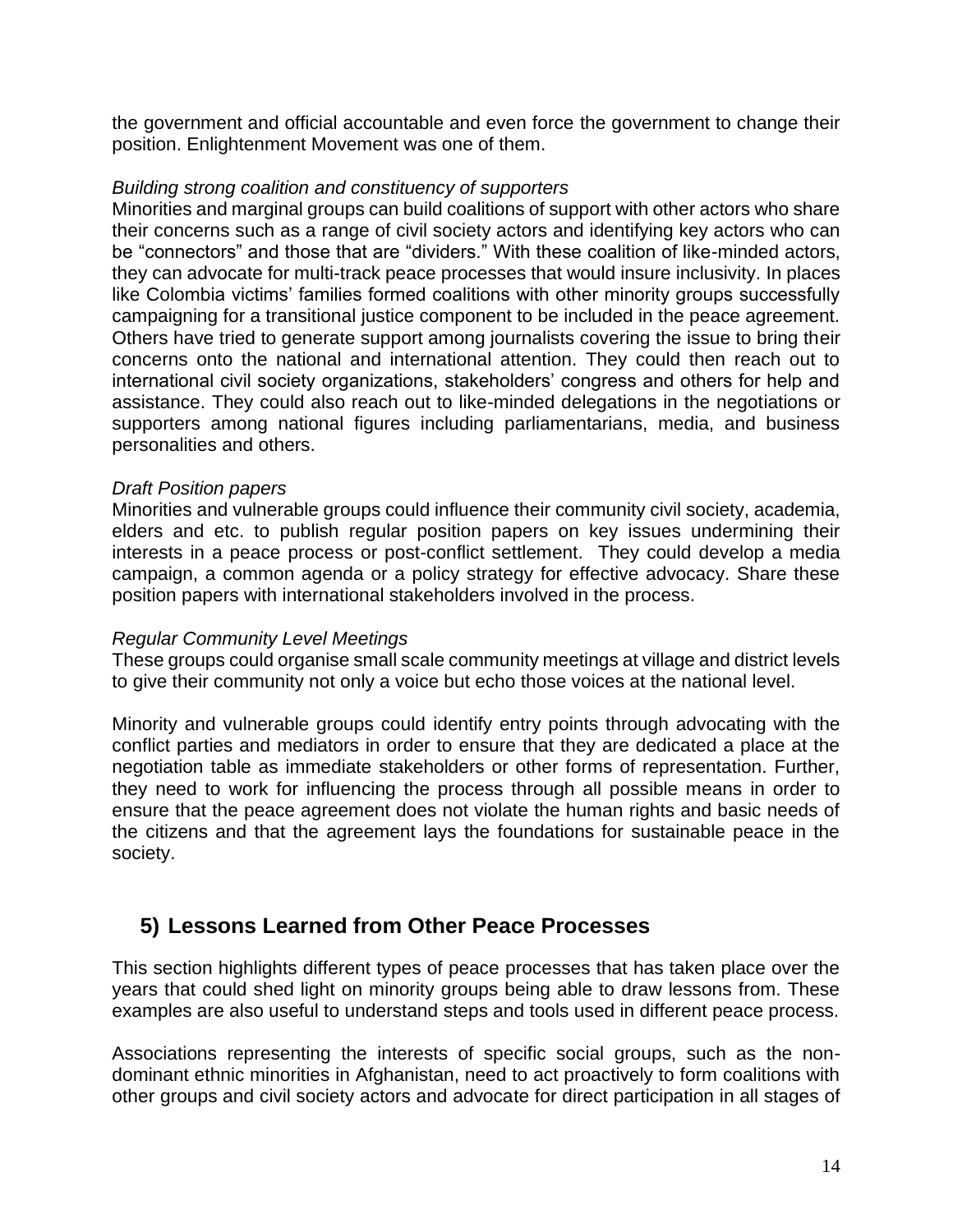the government and official accountable and even force the government to change their position. Enlightenment Movement was one of them.

*Building strong coalition and constituency of supporters*

Minorities and marginal groups can build coalitions of support with other actors who share their concerns such as a range of civil society actors and identifying key actors who can be “connectors” and those that are “dividers.” With these coalition of like-minded actors, they can advocate for multi-track peace processes that would insure inclusivity. In places like Colombia victims’ families formed coalitions with other minority groups successfully campaigning for a transitional justice component to be included in the peace agreement. Others have tried to generate support among journalists covering the issue to bring their concerns onto the national and international attention. They could then reach out to international civil society organizations, stakeholders’ congress and others for help and assistance. They could also reach out to like-minded delegations in the negotiations or supporters among national figures including parliamentarians, media, and business personalities and others.

*Draft Position papers*

Minorities and vulnerable groups could influence their community civil society, academia, elders and etc. to publish regular position papers on key issues undermining their interests in a peace process or post-conflict settlement. They could develop a media campaign, a common agenda or a policy strategy for effective advocacy. Share these position papers with international stakeholders involved in the process.

*Regular Community Level Meetings*

These groups could organise small scale community meetings at village and district levels to give their community not only a voice but echo those voices at the national level.

Minority and vulnerable groups could identify entry points through advocating with the conflict parties and mediators in order to ensure that they are dedicated a place at the negotiation table as immediate stakeholders or other forms of representation. Further, they need to work for influencing the process through all possible means in order to ensure that the peace agreement does not violate the human rights and basic needs of the citizens and that the agreement lays the foundations for sustainable peace in the society.

## 5) Lessons Learned from Other Peace Processes

This section highlights different types of peace processes that has taken place over the years that could shed light on minority groups being able to draw lessons from. These examples are also useful to understand steps and tools used in different peace process.

Associations representing the interests of specific social groups, such as the non-dominant ethnic minorities in Afghanistan, need to act proactively to form coalitions with other groups and civil society actors and advocate for direct participation in all stages of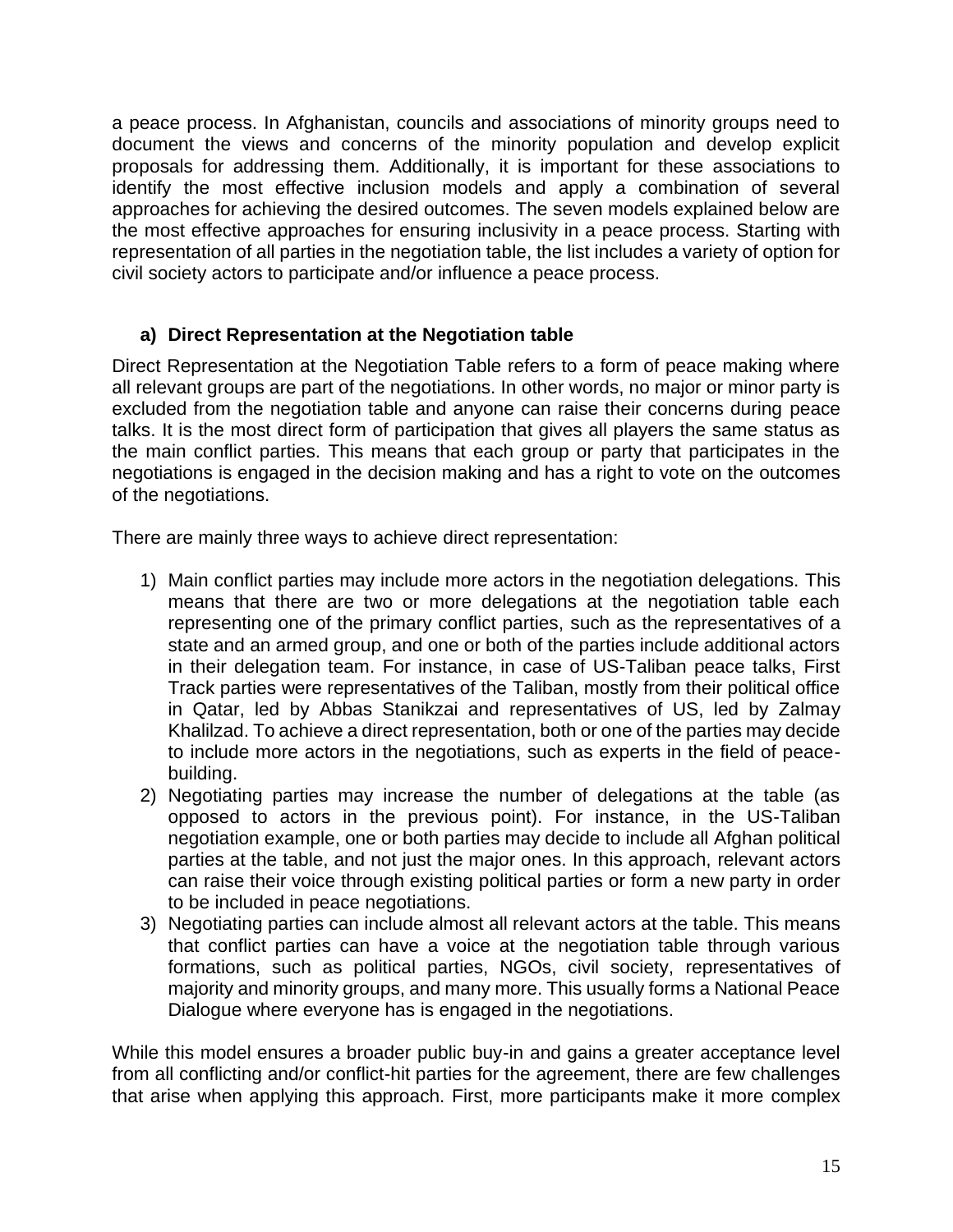a peace process. In Afghanistan, councils and associations of minority groups need to document the views and concerns of the minority population and develop explicit proposals for addressing them. Additionally, it is important for these associations to identify the most effective inclusion models and apply a combination of several approaches for achieving the desired outcomes. The seven models explained below are the most effective approaches for ensuring inclusivity in a peace process. Starting with representation of all parties in the negotiation table, the list includes a variety of option for civil society actors to participate and/or influence a peace process.

### a) Direct Representation at the Negotiation table

Direct Representation at the Negotiation Table refers to a form of peace making where all relevant groups are part of the negotiations. In other words, no major or minor party is excluded from the negotiation table and anyone can raise their concerns during peace talks. It is the most direct form of participation that gives all players the same status as the main conflict parties. This means that each group or party that participates in the negotiations is engaged in the decision making and has a right to vote on the outcomes of the negotiations.

There are mainly three ways to achieve direct representation:

1) Main conflict parties may include more actors in the negotiation delegations. This means that there are two or more delegations at the negotiation table each representing one of the primary conflict parties, such as the representatives of a state and an armed group, and one or both of the parties include additional actors in their delegation team. For instance, in case of US-Taliban peace talks, First Track parties were representatives of the Taliban, mostly from their political office in Qatar, led by Abbas Stanikzai and representatives of US, led by Zalmay Khalilzad. To achieve a direct representation, both or one of the parties may decide to include more actors in the negotiations, such as experts in the field of peace-building.
2) Negotiating parties may increase the number of delegations at the table (as opposed to actors in the previous point). For instance, in the US-Taliban negotiation example, one or both parties may decide to include all Afghan political parties at the table, and not just the major ones. In this approach, relevant actors can raise their voice through existing political parties or form a new party in order to be included in peace negotiations.
3) Negotiating parties can include almost all relevant actors at the table. This means that conflict parties can have a voice at the negotiation table through various formations, such as political parties, NGOs, civil society, representatives of majority and minority groups, and many more. This usually forms a National Peace Dialogue where everyone has is engaged in the negotiations.

While this model ensures a broader public buy-in and gains a greater acceptance level from all conflicting and/or conflict-hit parties for the agreement, there are few challenges that arise when applying this approach. First, more participants make it more complex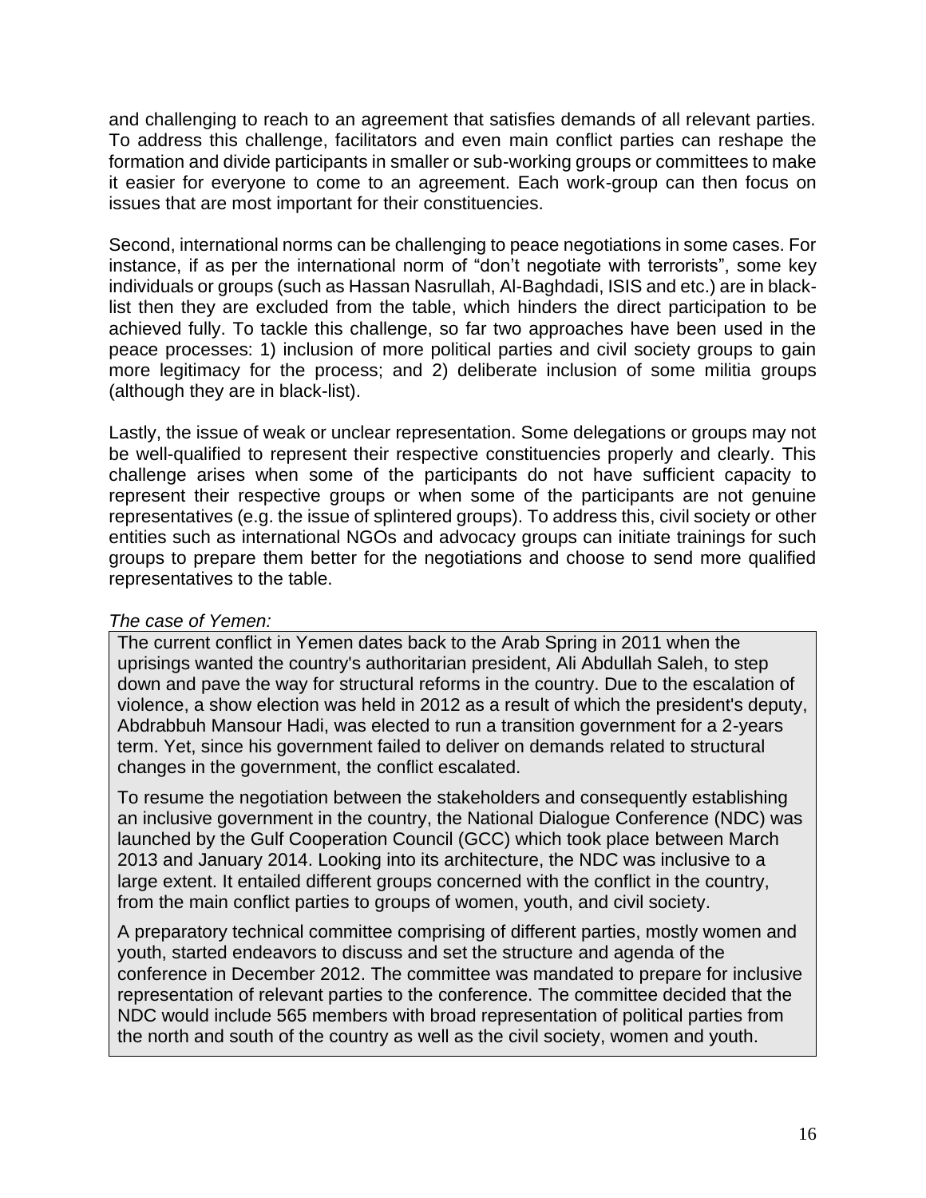and challenging to reach to an agreement that satisfies demands of all relevant parties. To address this challenge, facilitators and even main conflict parties can reshape the formation and divide participants in smaller or sub-working groups or committees to make it easier for everyone to come to an agreement. Each work-group can then focus on issues that are most important for their constituencies.

Second, international norms can be challenging to peace negotiations in some cases. For instance, if as per the international norm of "don't negotiate with terrorists", some key individuals or groups (such as Hassan Nasrullah, Al-Baghdadi, ISIS and etc.) are in black-list then they are excluded from the table, which hinders the direct participation to be achieved fully. To tackle this challenge, so far two approaches have been used in the peace processes: 1) inclusion of more political parties and civil society groups to gain more legitimacy for the process; and 2) deliberate inclusion of some militia groups (although they are in black-list).

Lastly, the issue of weak or unclear representation. Some delegations or groups may not be well-qualified to represent their respective constituencies properly and clearly. This challenge arises when some of the participants do not have sufficient capacity to represent their respective groups or when some of the participants are not genuine representatives (e.g. the issue of splintered groups). To address this, civil society or other entities such as international NGOs and advocacy groups can initiate trainings for such groups to prepare them better for the negotiations and choose to send more qualified representatives to the table.

*The case of Yemen:*

The current conflict in Yemen dates back to the Arab Spring in 2011 when the uprisings wanted the country's authoritarian president, Ali Abdullah Saleh, to step down and pave the way for structural reforms in the country. Due to the escalation of violence, a show election was held in 2012 as a result of which the president's deputy, Abdrabbuh Mansour Hadi, was elected to run a transition government for a 2-years term. Yet, since his government failed to deliver on demands related to structural changes in the government, the conflict escalated.

To resume the negotiation between the stakeholders and consequently establishing an inclusive government in the country, the National Dialogue Conference (NDC) was launched by the Gulf Cooperation Council (GCC) which took place between March 2013 and January 2014. Looking into its architecture, the NDC was inclusive to a large extent. It entailed different groups concerned with the conflict in the country, from the main conflict parties to groups of women, youth, and civil society.

A preparatory technical committee comprising of different parties, mostly women and youth, started endeavors to discuss and set the structure and agenda of the conference in December 2012. The committee was mandated to prepare for inclusive representation of relevant parties to the conference. The committee decided that the NDC would include 565 members with broad representation of political parties from the north and south of the country as well as the civil society, women and youth.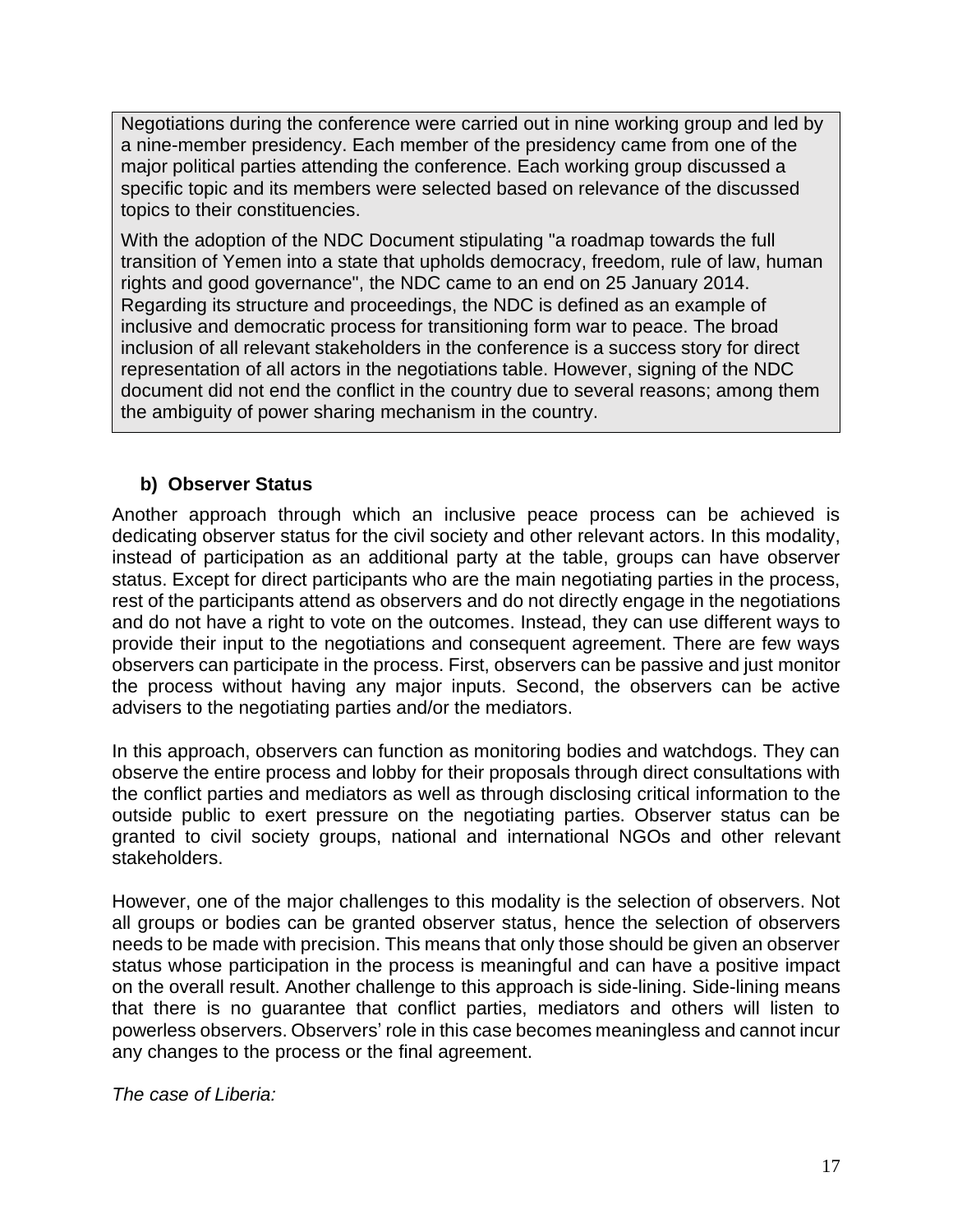Negotiations during the conference were carried out in nine working group and led by a nine-member presidency. Each member of the presidency came from one of the major political parties attending the conference. Each working group discussed a specific topic and its members were selected based on relevance of the discussed topics to their constituencies.

With the adoption of the NDC Document stipulating "a roadmap towards the full transition of Yemen into a state that upholds democracy, freedom, rule of law, human rights and good governance", the NDC came to an end on 25 January 2014. Regarding its structure and proceedings, the NDC is defined as an example of inclusive and democratic process for transitioning form war to peace. The broad inclusion of all relevant stakeholders in the conference is a success story for direct representation of all actors in the negotiations table. However, signing of the NDC document did not end the conflict in the country due to several reasons; among them the ambiguity of power sharing mechanism in the country.

**b) Observer Status**

Another approach through which an inclusive peace process can be achieved is dedicating observer status for the civil society and other relevant actors. In this modality, instead of participation as an additional party at the table, groups can have observer status. Except for direct participants who are the main negotiating parties in the process, rest of the participants attend as observers and do not directly engage in the negotiations and do not have a right to vote on the outcomes. Instead, they can use different ways to provide their input to the negotiations and consequent agreement. There are few ways observers can participate in the process. First, observers can be passive and just monitor the process without having any major inputs. Second, the observers can be active advisers to the negotiating parties and/or the mediators.

In this approach, observers can function as monitoring bodies and watchdogs. They can observe the entire process and lobby for their proposals through direct consultations with the conflict parties and mediators as well as through disclosing critical information to the outside public to exert pressure on the negotiating parties. Observer status can be granted to civil society groups, national and international NGOs and other relevant stakeholders.

However, one of the major challenges to this modality is the selection of observers. Not all groups or bodies can be granted observer status, hence the selection of observers needs to be made with precision. This means that only those should be given an observer status whose participation in the process is meaningful and can have a positive impact on the overall result. Another challenge to this approach is side-lining. Side-lining means that there is no guarantee that conflict parties, mediators and others will listen to powerless observers. Observers' role in this case becomes meaningless and cannot incur any changes to the process or the final agreement.

*The case of Liberia:*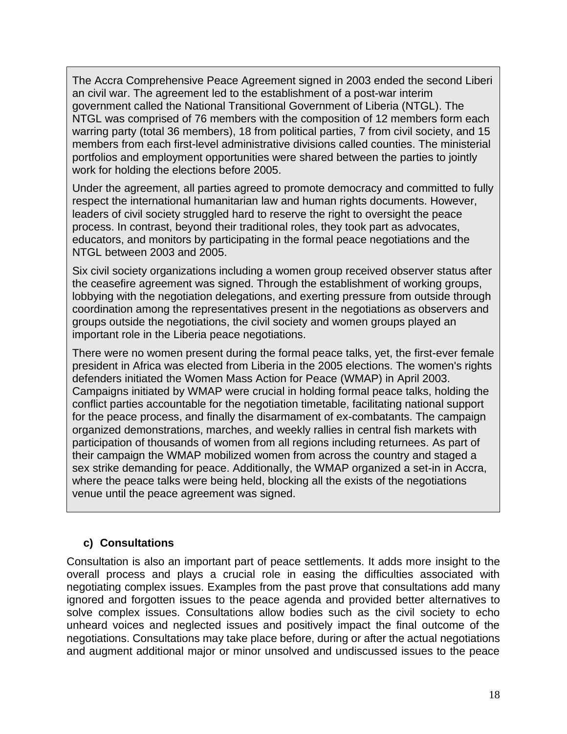> The Accra Comprehensive Peace Agreement signed in 2003 ended the second Liberi an civil war. The agreement led to the establishment of a post-war interim government called the National Transitional Government of Liberia (NTGL). The NTGL was comprised of 76 members with the composition of 12 members form each warring party (total 36 members), 18 from political parties, 7 from civil society, and 15 members from each first-level administrative divisions called counties. The ministerial portfolios and employment opportunities were shared between the parties to jointly work for holding the elections before 2005.
>
> Under the agreement, all parties agreed to promote democracy and committed to fully respect the international humanitarian law and human rights documents. However, leaders of civil society struggled hard to reserve the right to oversight the peace process. In contrast, beyond their traditional roles, they took part as advocates, educators, and monitors by participating in the formal peace negotiations and the NTGL between 2003 and 2005.
>
> Six civil society organizations including a women group received observer status after the ceasefire agreement was signed. Through the establishment of working groups, lobbying with the negotiation delegations, and exerting pressure from outside through coordination among the representatives present in the negotiations as observers and groups outside the negotiations, the civil society and women groups played an important role in the Liberia peace negotiations.
>
> There were no women present during the formal peace talks, yet, the first-ever female president in Africa was elected from Liberia in the 2005 elections. The women's rights defenders initiated the Women Mass Action for Peace (WMAP) in April 2003. Campaigns initiated by WMAP were crucial in holding formal peace talks, holding the conflict parties accountable for the negotiation timetable, facilitating national support for the peace process, and finally the disarmament of ex-combatants. The campaign organized demonstrations, marches, and weekly rallies in central fish markets with participation of thousands of women from all regions including returnees. As part of their campaign the WMAP mobilized women from across the country and staged a sex strike demanding for peace. Additionally, the WMAP organized a set-in in Accra, where the peace talks were being held, blocking all the exists of the negotiations venue until the peace agreement was signed.

### c) Consultations

Consultation is also an important part of peace settlements. It adds more insight to the overall process and plays a crucial role in easing the difficulties associated with negotiating complex issues. Examples from the past prove that consultations add many ignored and forgotten issues to the peace agenda and provided better alternatives to solve complex issues. Consultations allow bodies such as the civil society to echo unheard voices and neglected issues and positively impact the final outcome of the negotiations. Consultations may take place before, during or after the actual negotiations and augment additional major or minor unsolved and undiscussed issues to the peace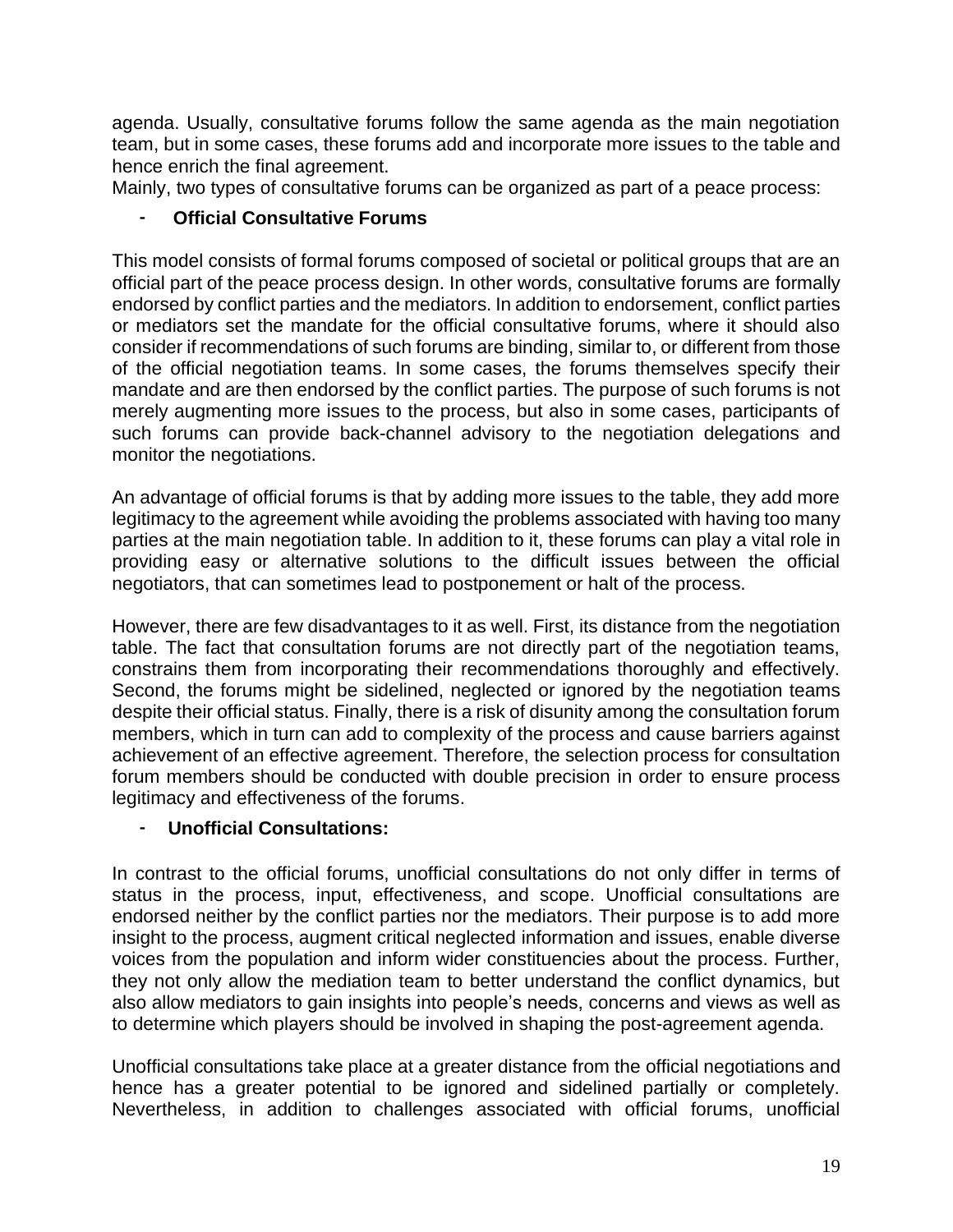agenda. Usually, consultative forums follow the same agenda as the main negotiation team, but in some cases, these forums add and incorporate more issues to the table and hence enrich the final agreement.

Mainly, two types of consultative forums can be organized as part of a peace process:

- **Official Consultative Forums**

This model consists of formal forums composed of societal or political groups that are an official part of the peace process design. In other words, consultative forums are formally endorsed by conflict parties and the mediators. In addition to endorsement, conflict parties or mediators set the mandate for the official consultative forums, where it should also consider if recommendations of such forums are binding, similar to, or different from those of the official negotiation teams. In some cases, the forums themselves specify their mandate and are then endorsed by the conflict parties. The purpose of such forums is not merely augmenting more issues to the process, but also in some cases, participants of such forums can provide back-channel advisory to the negotiation delegations and monitor the negotiations.

An advantage of official forums is that by adding more issues to the table, they add more legitimacy to the agreement while avoiding the problems associated with having too many parties at the main negotiation table. In addition to it, these forums can play a vital role in providing easy or alternative solutions to the difficult issues between the official negotiators, that can sometimes lead to postponement or halt of the process.

However, there are few disadvantages to it as well. First, its distance from the negotiation table. The fact that consultation forums are not directly part of the negotiation teams, constrains them from incorporating their recommendations thoroughly and effectively. Second, the forums might be sidelined, neglected or ignored by the negotiation teams despite their official status. Finally, there is a risk of disunity among the consultation forum members, which in turn can add to complexity of the process and cause barriers against achievement of an effective agreement. Therefore, the selection process for consultation forum members should be conducted with double precision in order to ensure process legitimacy and effectiveness of the forums.

- **Unofficial Consultations:**

In contrast to the official forums, unofficial consultations do not only differ in terms of status in the process, input, effectiveness, and scope. Unofficial consultations are endorsed neither by the conflict parties nor the mediators. Their purpose is to add more insight to the process, augment critical neglected information and issues, enable diverse voices from the population and inform wider constituencies about the process. Further, they not only allow the mediation team to better understand the conflict dynamics, but also allow mediators to gain insights into people's needs, concerns and views as well as to determine which players should be involved in shaping the post-agreement agenda.

Unofficial consultations take place at a greater distance from the official negotiations and hence has a greater potential to be ignored and sidelined partially or completely. Nevertheless, in addition to challenges associated with official forums, unofficial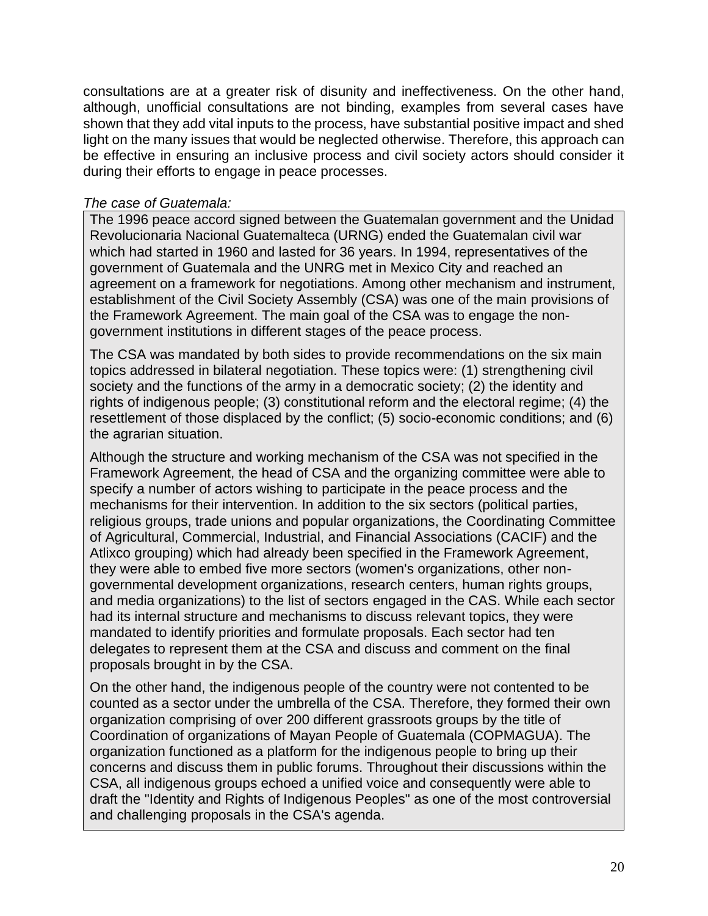consultations are at a greater risk of disunity and ineffectiveness. On the other hand, although, unofficial consultations are not binding, examples from several cases have shown that they add vital inputs to the process, have substantial positive impact and shed light on the many issues that would be neglected otherwise. Therefore, this approach can be effective in ensuring an inclusive process and civil society actors should consider it during their efforts to engage in peace processes.

*The case of Guatemala:*

The 1996 peace accord signed between the Guatemalan government and the Unidad Revolucionaria Nacional Guatemalteca (URNG) ended the Guatemalan civil war which had started in 1960 and lasted for 36 years. In 1994, representatives of the government of Guatemala and the UNRG met in Mexico City and reached an agreement on a framework for negotiations. Among other mechanism and instrument, establishment of the Civil Society Assembly (CSA) was one of the main provisions of the Framework Agreement. The main goal of the CSA was to engage the non-government institutions in different stages of the peace process.

The CSA was mandated by both sides to provide recommendations on the six main topics addressed in bilateral negotiation. These topics were: (1) strengthening civil society and the functions of the army in a democratic society; (2) the identity and rights of indigenous people; (3) constitutional reform and the electoral regime; (4) the resettlement of those displaced by the conflict; (5) socio-economic conditions; and (6) the agrarian situation.

Although the structure and working mechanism of the CSA was not specified in the Framework Agreement, the head of CSA and the organizing committee were able to specify a number of actors wishing to participate in the peace process and the mechanisms for their intervention. In addition to the six sectors (political parties, religious groups, trade unions and popular organizations, the Coordinating Committee of Agricultural, Commercial, Industrial, and Financial Associations (CACIF) and the Atlixco grouping) which had already been specified in the Framework Agreement, they were able to embed five more sectors (women's organizations, other non-governmental development organizations, research centers, human rights groups, and media organizations) to the list of sectors engaged in the CAS. While each sector had its internal structure and mechanisms to discuss relevant topics, they were mandated to identify priorities and formulate proposals. Each sector had ten delegates to represent them at the CSA and discuss and comment on the final proposals brought in by the CSA.

On the other hand, the indigenous people of the country were not contented to be counted as a sector under the umbrella of the CSA. Therefore, they formed their own organization comprising of over 200 different grassroots groups by the title of Coordination of organizations of Mayan People of Guatemala (COPMAGUA). The organization functioned as a platform for the indigenous people to bring up their concerns and discuss them in public forums. Throughout their discussions within the CSA, all indigenous groups echoed a unified voice and consequently were able to draft the "Identity and Rights of Indigenous Peoples" as one of the most controversial and challenging proposals in the CSA's agenda.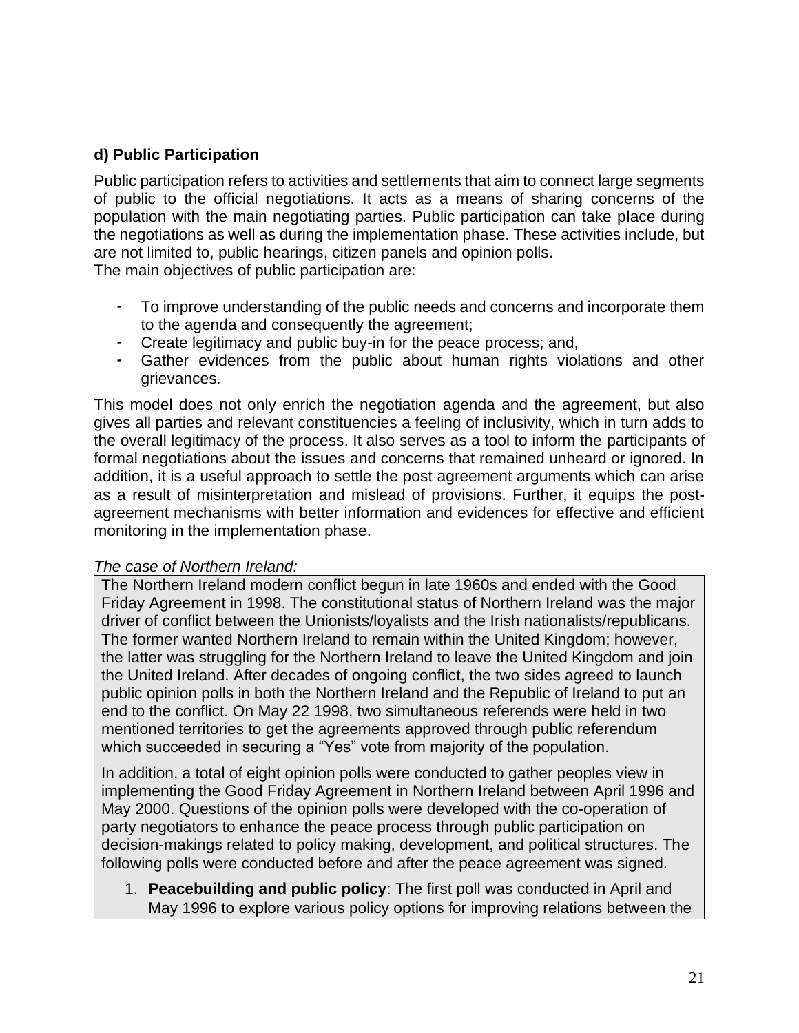### d) Public Participation

Public participation refers to activities and settlements that aim to connect large segments of public to the official negotiations. It acts as a means of sharing concerns of the population with the main negotiating parties. Public participation can take place during the negotiations as well as during the implementation phase. These activities include, but are not limited to, public hearings, citizen panels and opinion polls.
The main objectives of public participation are:

- To improve understanding of the public needs and concerns and incorporate them to the agenda and consequently the agreement;
- Create legitimacy and public buy-in for the peace process; and,
- Gather evidences from the public about human rights violations and other grievances.

This model does not only enrich the negotiation agenda and the agreement, but also gives all parties and relevant constituencies a feeling of inclusivity, which in turn adds to the overall legitimacy of the process. It also serves as a tool to inform the participants of formal negotiations about the issues and concerns that remained unheard or ignored. In addition, it is a useful approach to settle the post agreement arguments which can arise as a result of misinterpretation and mislead of provisions. Further, it equips the post-agreement mechanisms with better information and evidences for effective and efficient monitoring in the implementation phase.

*The case of Northern Ireland:*

The Northern Ireland modern conflict begun in late 1960s and ended with the Good Friday Agreement in 1998. The constitutional status of Northern Ireland was the major driver of conflict between the Unionists/loyalists and the Irish nationalists/republicans. The former wanted Northern Ireland to remain within the United Kingdom; however, the latter was struggling for the Northern Ireland to leave the United Kingdom and join the United Ireland. After decades of ongoing conflict, the two sides agreed to launch public opinion polls in both the Northern Ireland and the Republic of Ireland to put an end to the conflict. On May 22 1998, two simultaneous referends were held in two mentioned territories to get the agreements approved through public referendum which succeeded in securing a "Yes" vote from majority of the population.

In addition, a total of eight opinion polls were conducted to gather peoples view in implementing the Good Friday Agreement in Northern Ireland between April 1996 and May 2000. Questions of the opinion polls were developed with the co-operation of party negotiators to enhance the peace process through public participation on decision-makings related to policy making, development, and political structures. The following polls were conducted before and after the peace agreement was signed.

1. **Peacebuilding and public policy**: The first poll was conducted in April and May 1996 to explore various policy options for improving relations between the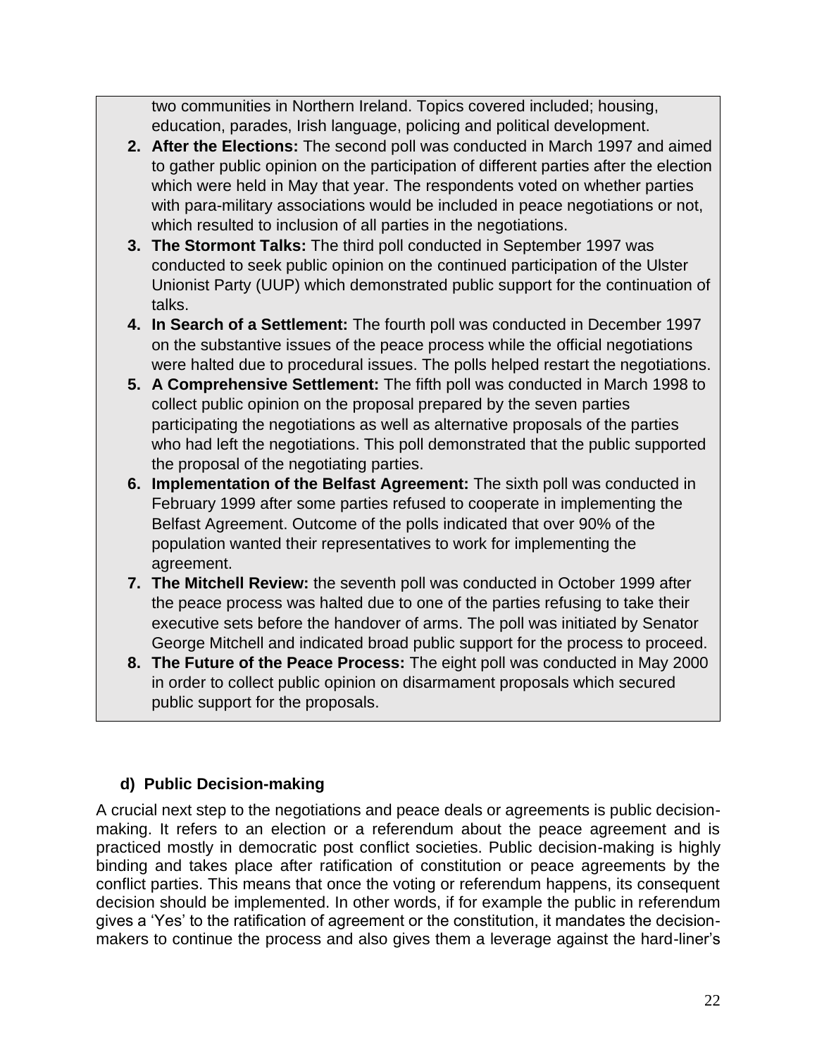two communities in Northern Ireland. Topics covered included; housing, education, parades, Irish language, policing and political development.

2. **After the Elections:** The second poll was conducted in March 1997 and aimed to gather public opinion on the participation of different parties after the election which were held in May that year. The respondents voted on whether parties with para-military associations would be included in peace negotiations or not, which resulted to inclusion of all parties in the negotiations.
3. **The Stormont Talks:** The third poll conducted in September 1997 was conducted to seek public opinion on the continued participation of the Ulster Unionist Party (UUP) which demonstrated public support for the continuation of talks.
4. **In Search of a Settlement:** The fourth poll was conducted in December 1997 on the substantive issues of the peace process while the official negotiations were halted due to procedural issues. The polls helped restart the negotiations.
5. **A Comprehensive Settlement:** The fifth poll was conducted in March 1998 to collect public opinion on the proposal prepared by the seven parties participating the negotiations as well as alternative proposals of the parties who had left the negotiations. This poll demonstrated that the public supported the proposal of the negotiating parties.
6. **Implementation of the Belfast Agreement:** The sixth poll was conducted in February 1999 after some parties refused to cooperate in implementing the Belfast Agreement. Outcome of the polls indicated that over 90% of the population wanted their representatives to work for implementing the agreement.
7. **The Mitchell Review:** the seventh poll was conducted in October 1999 after the peace process was halted due to one of the parties refusing to take their executive sets before the handover of arms. The poll was initiated by Senator George Mitchell and indicated broad public support for the process to proceed.
8. **The Future of the Peace Process:** The eight poll was conducted in May 2000 in order to collect public opinion on disarmament proposals which secured public support for the proposals.

### d) Public Decision-making

A crucial next step to the negotiations and peace deals or agreements is public decision-making. It refers to an election or a referendum about the peace agreement and is practiced mostly in democratic post conflict societies. Public decision-making is highly binding and takes place after ratification of constitution or peace agreements by the conflict parties. This means that once the voting or referendum happens, its consequent decision should be implemented. In other words, if for example the public in referendum gives a 'Yes' to the ratification of agreement or the constitution, it mandates the decision-makers to continue the process and also gives them a leverage against the hard-liner's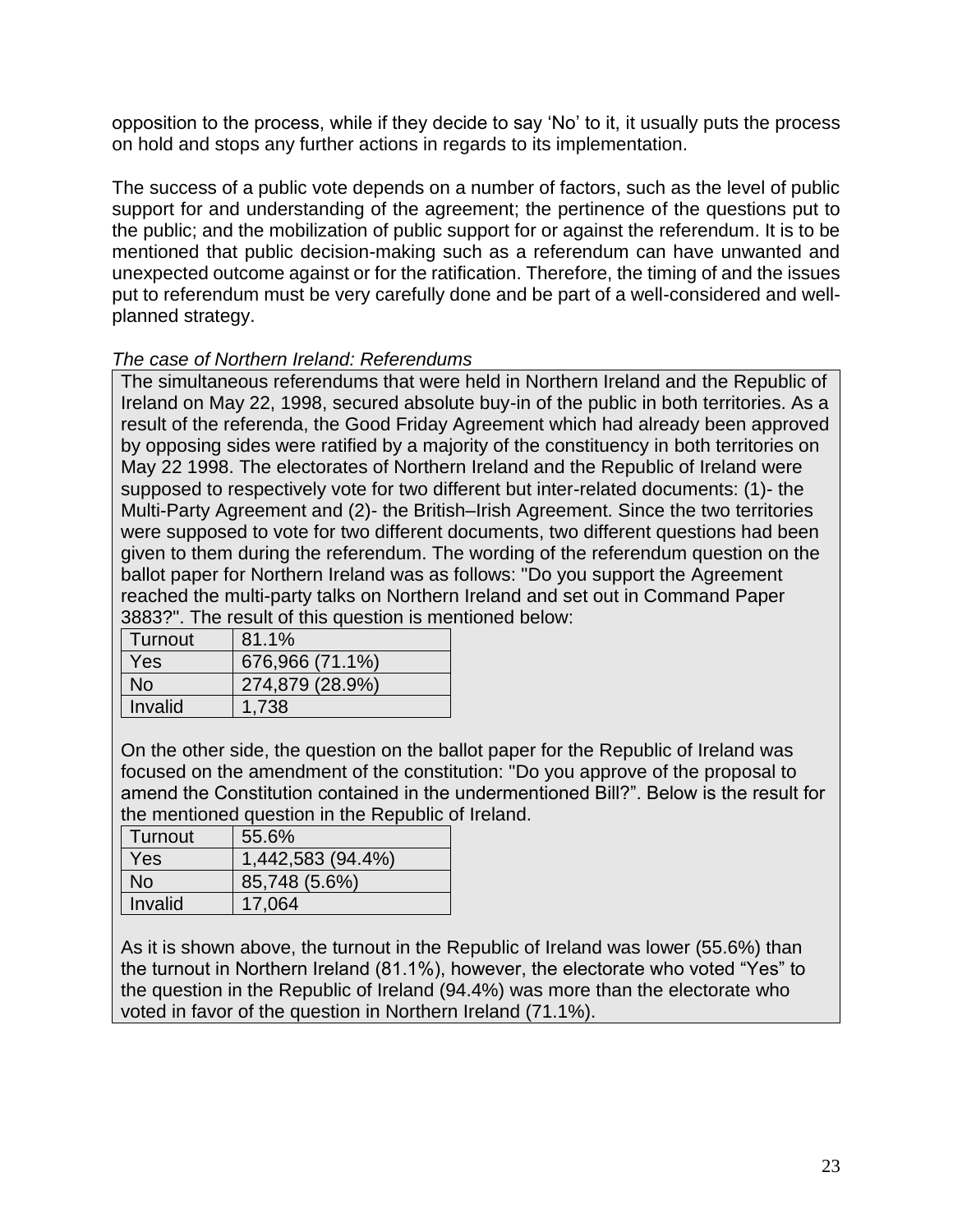opposition to the process, while if they decide to say 'No' to it, it usually puts the process on hold and stops any further actions in regards to its implementation.

The success of a public vote depends on a number of factors, such as the level of public support for and understanding of the agreement; the pertinence of the questions put to the public; and the mobilization of public support for or against the referendum. It is to be mentioned that public decision-making such as a referendum can have unwanted and unexpected outcome against or for the ratification. Therefore, the timing of and the issues put to referendum must be very carefully done and be part of a well-considered and well-planned strategy.

*The case of Northern Ireland: Referendums*

The simultaneous referendums that were held in Northern Ireland and the Republic of Ireland on May 22, 1998, secured absolute buy-in of the public in both territories. As a result of the referenda, the Good Friday Agreement which had already been approved by opposing sides were ratified by a majority of the constituency in both territories on May 22 1998. The electorates of Northern Ireland and the Republic of Ireland were supposed to respectively vote for two different but inter-related documents: (1)- the Multi-Party Agreement and (2)- the British–Irish Agreement. Since the two territories were supposed to vote for two different documents, two different questions had been given to them during the referendum. The wording of the referendum question on the ballot paper for Northern Ireland was as follows: "Do you support the Agreement reached the multi-party talks on Northern Ireland and set out in Command Paper 3883?". The result of this question is mentioned below:

| Turnout | 81.1% |
|---|---|
| Yes | 676,966 (71.1%) |
| No | 274,879 (28.9%) |
| Invalid | 1,738 |

On the other side, the question on the ballot paper for the Republic of Ireland was focused on the amendment of the constitution: "Do you approve of the proposal to amend the Constitution contained in the undermentioned Bill?". Below is the result for the mentioned question in the Republic of Ireland.

| Turnout | 55.6% |
|---|---|
| Yes | 1,442,583 (94.4%) |
| No | 85,748 (5.6%) |
| Invalid | 17,064 |

As it is shown above, the turnout in the Republic of Ireland was lower (55.6%) than the turnout in Northern Ireland (81.1%), however, the electorate who voted "Yes" to the question in the Republic of Ireland (94.4%) was more than the electorate who voted in favor of the question in Northern Ireland (71.1%).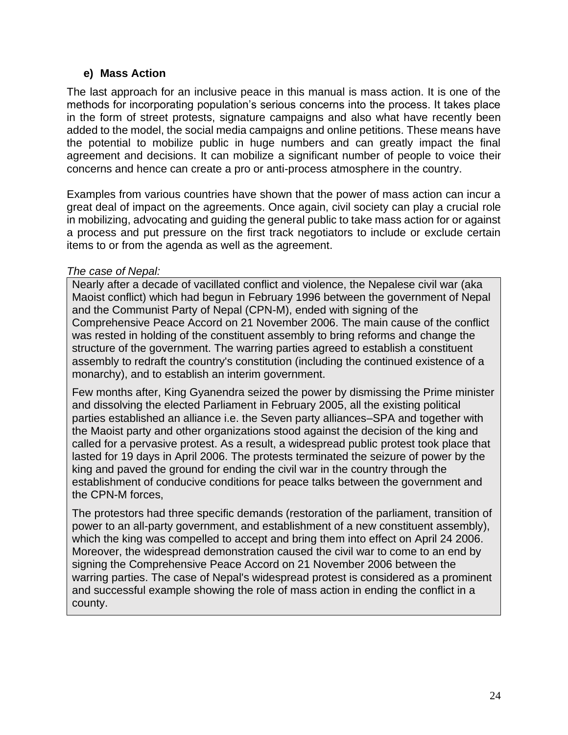### e) Mass Action

The last approach for an inclusive peace in this manual is mass action. It is one of the methods for incorporating population's serious concerns into the process. It takes place in the form of street protests, signature campaigns and also what have recently been added to the model, the social media campaigns and online petitions. These means have the potential to mobilize public in huge numbers and can greatly impact the final agreement and decisions. It can mobilize a significant number of people to voice their concerns and hence can create a pro or anti-process atmosphere in the country.

Examples from various countries have shown that the power of mass action can incur a great deal of impact on the agreements. Once again, civil society can play a crucial role in mobilizing, advocating and guiding the general public to take mass action for or against a process and put pressure on the first track negotiators to include or exclude certain items to or from the agenda as well as the agreement.

*The case of Nepal:*

> Nearly after a decade of vacillated conflict and violence, the Nepalese civil war (aka Maoist conflict) which had begun in February 1996 between the government of Nepal and the Communist Party of Nepal (CPN-M), ended with signing of the Comprehensive Peace Accord on 21 November 2006. The main cause of the conflict was rested in holding of the constituent assembly to bring reforms and change the structure of the government. The warring parties agreed to establish a constituent assembly to redraft the country's constitution (including the continued existence of a monarchy), and to establish an interim government.
>
> Few months after, King Gyanendra seized the power by dismissing the Prime minister and dissolving the elected Parliament in February 2005, all the existing political parties established an alliance i.e. the Seven party alliances–SPA and together with the Maoist party and other organizations stood against the decision of the king and called for a pervasive protest. As a result, a widespread public protest took place that lasted for 19 days in April 2006. The protests terminated the seizure of power by the king and paved the ground for ending the civil war in the country through the establishment of conducive conditions for peace talks between the government and the CPN-M forces,
>
> The protestors had three specific demands (restoration of the parliament, transition of power to an all-party government, and establishment of a new constituent assembly), which the king was compelled to accept and bring them into effect on April 24 2006. Moreover, the widespread demonstration caused the civil war to come to an end by signing the Comprehensive Peace Accord on 21 November 2006 between the warring parties. The case of Nepal's widespread protest is considered as a prominent and successful example showing the role of mass action in ending the conflict in a county.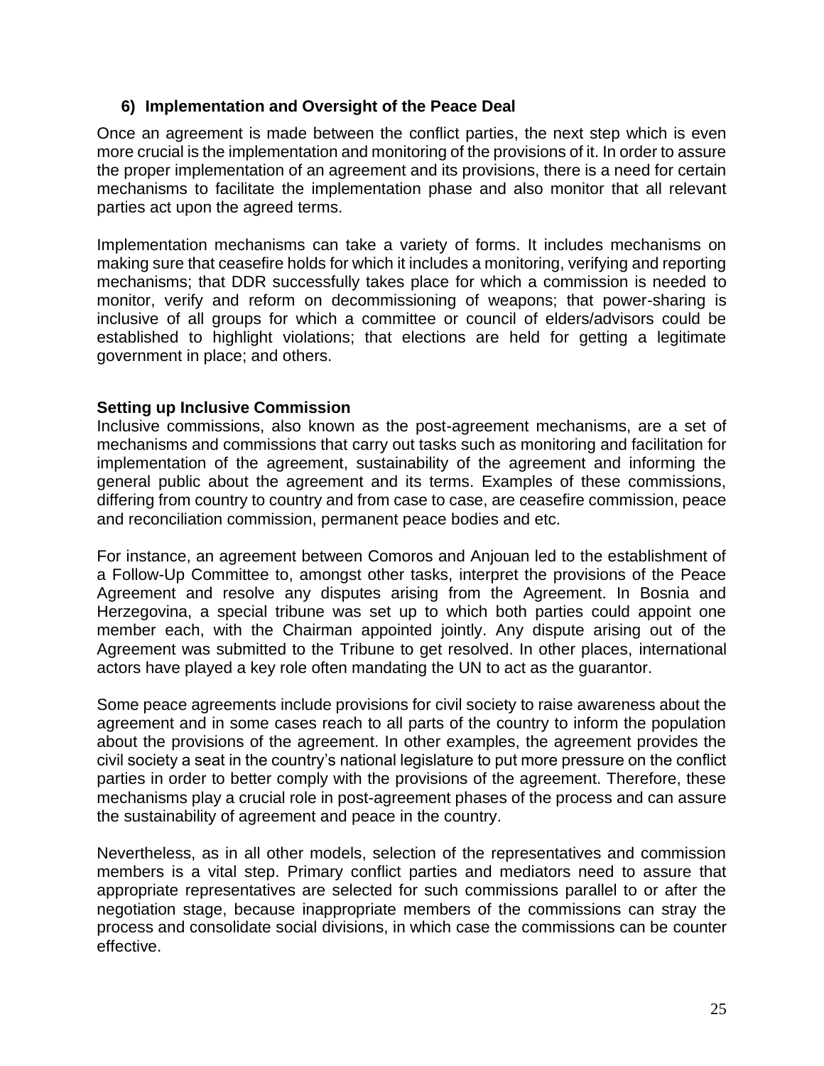### 6) Implementation and Oversight of the Peace Deal

Once an agreement is made between the conflict parties, the next step which is even more crucial is the implementation and monitoring of the provisions of it. In order to assure the proper implementation of an agreement and its provisions, there is a need for certain mechanisms to facilitate the implementation phase and also monitor that all relevant parties act upon the agreed terms.

Implementation mechanisms can take a variety of forms. It includes mechanisms on making sure that ceasefire holds for which it includes a monitoring, verifying and reporting mechanisms; that DDR successfully takes place for which a commission is needed to monitor, verify and reform on decommissioning of weapons; that power-sharing is inclusive of all groups for which a committee or council of elders/advisors could be established to highlight violations; that elections are held for getting a legitimate government in place; and others.

**Setting up Inclusive Commission**

Inclusive commissions, also known as the post-agreement mechanisms, are a set of mechanisms and commissions that carry out tasks such as monitoring and facilitation for implementation of the agreement, sustainability of the agreement and informing the general public about the agreement and its terms. Examples of these commissions, differing from country to country and from case to case, are ceasefire commission, peace and reconciliation commission, permanent peace bodies and etc.

For instance, an agreement between Comoros and Anjouan led to the establishment of a Follow-Up Committee to, amongst other tasks, interpret the provisions of the Peace Agreement and resolve any disputes arising from the Agreement. In Bosnia and Herzegovina, a special tribune was set up to which both parties could appoint one member each, with the Chairman appointed jointly. Any dispute arising out of the Agreement was submitted to the Tribune to get resolved. In other places, international actors have played a key role often mandating the UN to act as the guarantor.

Some peace agreements include provisions for civil society to raise awareness about the agreement and in some cases reach to all parts of the country to inform the population about the provisions of the agreement. In other examples, the agreement provides the civil society a seat in the country's national legislature to put more pressure on the conflict parties in order to better comply with the provisions of the agreement. Therefore, these mechanisms play a crucial role in post-agreement phases of the process and can assure the sustainability of agreement and peace in the country.

Nevertheless, as in all other models, selection of the representatives and commission members is a vital step. Primary conflict parties and mediators need to assure that appropriate representatives are selected for such commissions parallel to or after the negotiation stage, because inappropriate members of the commissions can stray the process and consolidate social divisions, in which case the commissions can be counter effective.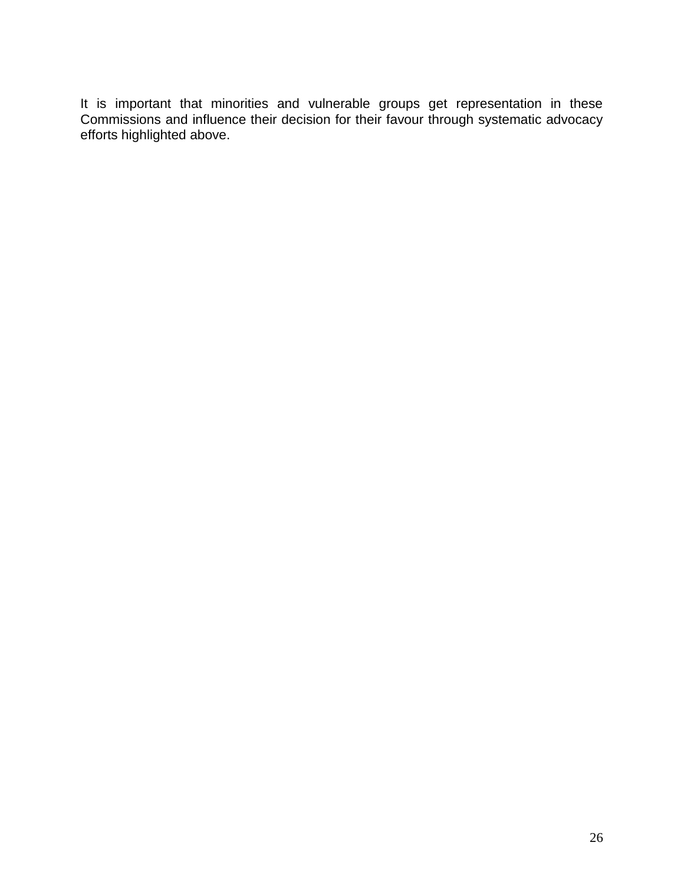It is important that minorities and vulnerable groups get representation in these Commissions and influence their decision for their favour through systematic advocacy efforts highlighted above.